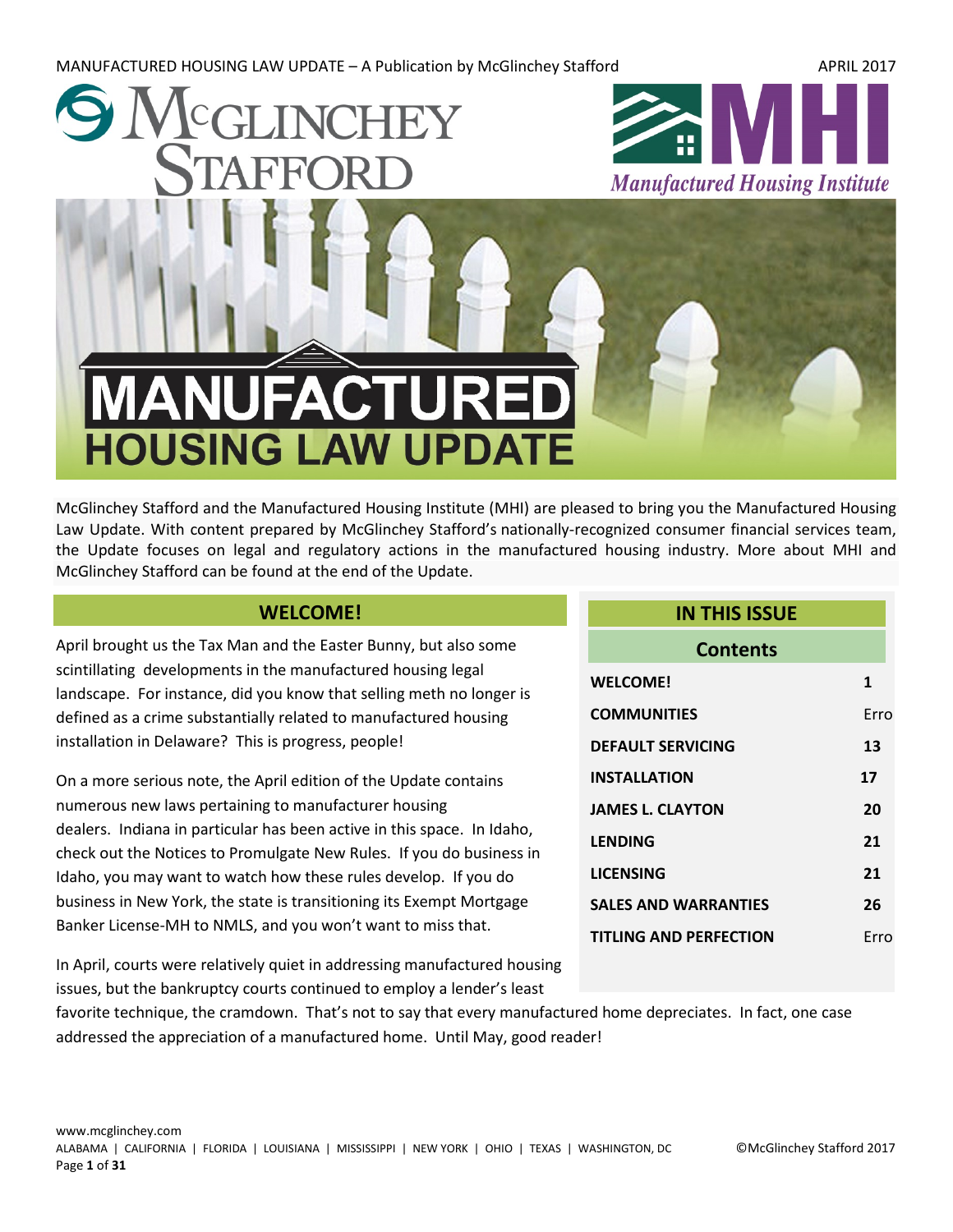# MANUFACTURED HOUSING LAW UPDATE

McGlinchey Stafford and the Manufactured Housing Institute (MHI) are pleased to bring you the Manufactured Housing Law Update. With content prepared by McGlinchey Stafford's nationally-recognized consumer financial services team, the Update focuses on legal and regulatory actions in the manufactured housing industry. More about MHI and McGlinchey Stafford can be found at the end of the Update.

## WELCOME!

April brought us the Tax Man and the Easter Bunny, but also some scintillating developments in the manufactured housing legal landscape. For instance, did you know that selling meth no longer is defined as a crime substantially related to manufactured housing installation in Delaware? This is progress, people!

On a more serious note, the April edition of the Update contains numerous new laws pertaining to manufacturer housing dealers. Indiana in particular has been active in this space. In Idaho, check out the Notices to Promulgate New Rules. If you do business in Idaho, you may want to watch how these rules develop. If you do business in New York, the state is transitioning its Exempt Mortgage Banker License-MH to NMLS, and you won't want to miss that.

In April, courts were relatively quiet in addressing manufactured housing issues, but the bankruptcy courts continued to employ a lender's least favorite technique, the cramdown. That's not to say that every manufactured home depreciates. In fact, one case addressed the appreciation of a manufactured home. Until May, good reader!

## IN THIS ISSUE

| Contents | |
|---|---|
| WELCOME! | 1 |
| COMMUNITIES | Erro |
| DEFAULT SERVICING | 13 |
| INSTALLATION | 17 |
| JAMES L. CLAYTON | 20 |
| LENDING | 21 |
| LICENSING | 21 |
| SALES AND WARRANTIES | 26 |
| TITLING AND PERFECTION | Erro |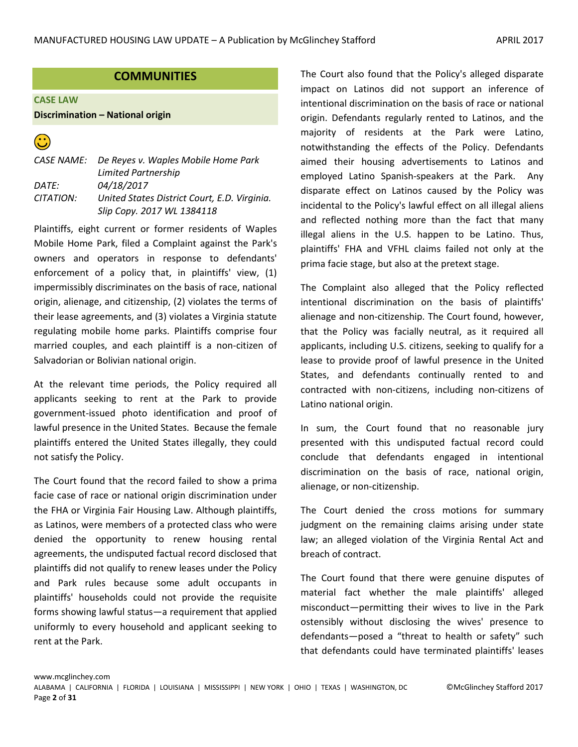## COMMUNITIES

**CASE LAW**

**Discrimination – National origin**

☺

*CASE NAME:* *De Reyes v. Waples Mobile Home Park Limited Partnership*
*DATE:* *04/18/2017*
*CITATION:* *United States District Court, E.D. Virginia. Slip Copy. 2017 WL 1384118*

Plaintiffs, eight current or former residents of Waples Mobile Home Park, filed a Complaint against the Park's owners and operators in response to defendants' enforcement of a policy that, in plaintiffs' view, (1) impermissibly discriminates on the basis of race, national origin, alienage, and citizenship, (2) violates the terms of their lease agreements, and (3) violates a Virginia statute regulating mobile home parks. Plaintiffs comprise four married couples, and each plaintiff is a non-citizen of Salvadorian or Bolivian national origin.

At the relevant time periods, the Policy required all applicants seeking to rent at the Park to provide government-issued photo identification and proof of lawful presence in the United States. Because the female plaintiffs entered the United States illegally, they could not satisfy the Policy.

The Court found that the record failed to show a prima facie case of race or national origin discrimination under the FHA or Virginia Fair Housing Law. Although plaintiffs, as Latinos, were members of a protected class who were denied the opportunity to renew housing rental agreements, the undisputed factual record disclosed that plaintiffs did not qualify to renew leases under the Policy and Park rules because some adult occupants in plaintiffs' households could not provide the requisite forms showing lawful status—a requirement that applied uniformly to every household and applicant seeking to rent at the Park.

The Court also found that the Policy's alleged disparate impact on Latinos did not support an inference of intentional discrimination on the basis of race or national origin. Defendants regularly rented to Latinos, and the majority of residents at the Park were Latino, notwithstanding the effects of the Policy. Defendants aimed their housing advertisements to Latinos and employed Latino Spanish-speakers at the Park. Any disparate effect on Latinos caused by the Policy was incidental to the Policy's lawful effect on all illegal aliens and reflected nothing more than the fact that many illegal aliens in the U.S. happen to be Latino. Thus, plaintiffs' FHA and VFHL claims failed not only at the prima facie stage, but also at the pretext stage.

The Complaint also alleged that the Policy reflected intentional discrimination on the basis of plaintiffs' alienage and non-citizenship. The Court found, however, that the Policy was facially neutral, as it required all applicants, including U.S. citizens, seeking to qualify for a lease to provide proof of lawful presence in the United States, and defendants continually rented to and contracted with non-citizens, including non-citizens of Latino national origin.

In sum, the Court found that no reasonable jury presented with this undisputed factual record could conclude that defendants engaged in intentional discrimination on the basis of race, national origin, alienage, or non-citizenship.

The Court denied the cross motions for summary judgment on the remaining claims arising under state law; an alleged violation of the Virginia Rental Act and breach of contract.

The Court found that there were genuine disputes of material fact whether the male plaintiffs' alleged misconduct—permitting their wives to live in the Park ostensibly without disclosing the wives' presence to defendants—posed a "threat to health or safety" such that defendants could have terminated plaintiffs' leases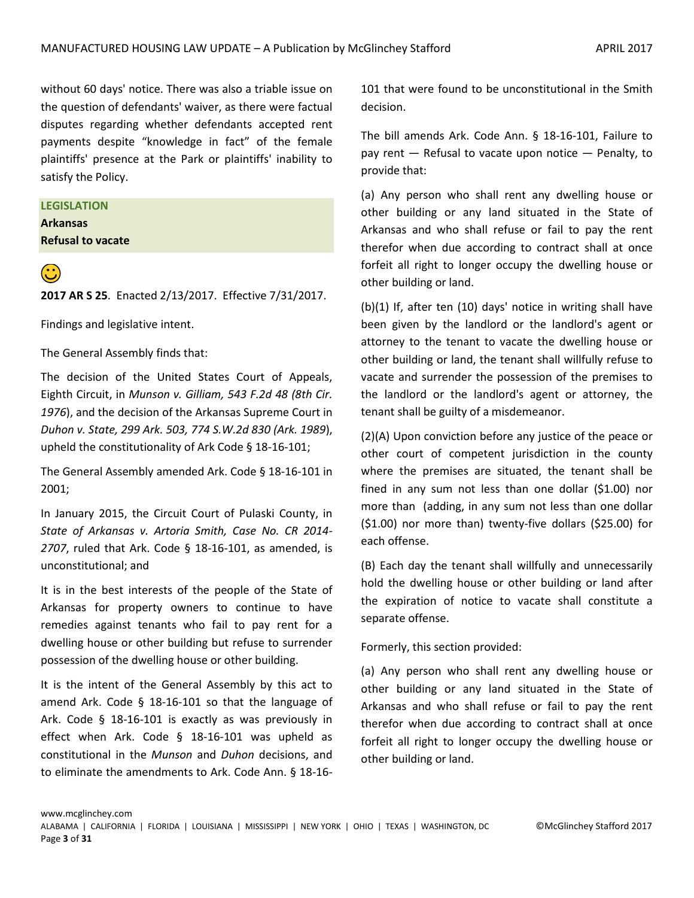without 60 days' notice. There was also a triable issue on the question of defendants' waiver, as there were factual disputes regarding whether defendants accepted rent payments despite "knowledge in fact" of the female plaintiffs' presence at the Park or plaintiffs' inability to satisfy the Policy.

## LEGISLATION

### Arkansas

### Refusal to vacate

☺

**2017 AR S 25**. Enacted 2/13/2017. Effective 7/31/2017.

Findings and legislative intent.

The General Assembly finds that:

The decision of the United States Court of Appeals, Eighth Circuit, in *Munson v. Gilliam, 543 F.2d 48 (8th Cir. 1976*), and the decision of the Arkansas Supreme Court in *Duhon v. State, 299 Ark. 503, 774 S.W.2d 830 (Ark. 1989*), upheld the constitutionality of Ark Code § 18-16-101;

The General Assembly amended Ark. Code § 18-16-101 in 2001;

In January 2015, the Circuit Court of Pulaski County, in *State of Arkansas v. Artoria Smith, Case No. CR 2014-2707*, ruled that Ark. Code § 18-16-101, as amended, is unconstitutional; and

It is in the best interests of the people of the State of Arkansas for property owners to continue to have remedies against tenants who fail to pay rent for a dwelling house or other building but refuse to surrender possession of the dwelling house or other building.

It is the intent of the General Assembly by this act to amend Ark. Code § 18-16-101 so that the language of Ark. Code § 18-16-101 is exactly as was previously in effect when Ark. Code § 18-16-101 was upheld as constitutional in the *Munson* and *Duhon* decisions, and to eliminate the amendments to Ark. Code Ann. § 18-16-101 that were found to be unconstitutional in the Smith decision.

The bill amends Ark. Code Ann. § 18-16-101, Failure to pay rent — Refusal to vacate upon notice — Penalty, to provide that:

(a) Any person who shall rent any dwelling house or other building or any land situated in the State of Arkansas and who shall refuse or fail to pay the rent therefor when due according to contract shall at once forfeit all right to longer occupy the dwelling house or other building or land.

(b)(1) If, after ten (10) days' notice in writing shall have been given by the landlord or the landlord's agent or attorney to the tenant to vacate the dwelling house or other building or land, the tenant shall willfully refuse to vacate and surrender the possession of the premises to the landlord or the landlord's agent or attorney, the tenant shall be guilty of a misdemeanor.

(2)(A) Upon conviction before any justice of the peace or other court of competent jurisdiction in the county where the premises are situated, the tenant shall be fined in any sum not less than one dollar ($1.00) nor more than (adding, in any sum not less than one dollar ($1.00) nor more than) twenty-five dollars ($25.00) for each offense.

(B) Each day the tenant shall willfully and unnecessarily hold the dwelling house or other building or land after the expiration of notice to vacate shall constitute a separate offense.

Formerly, this section provided:

(a) Any person who shall rent any dwelling house or other building or any land situated in the State of Arkansas and who shall refuse or fail to pay the rent therefor when due according to contract shall at once forfeit all right to longer occupy the dwelling house or other building or land.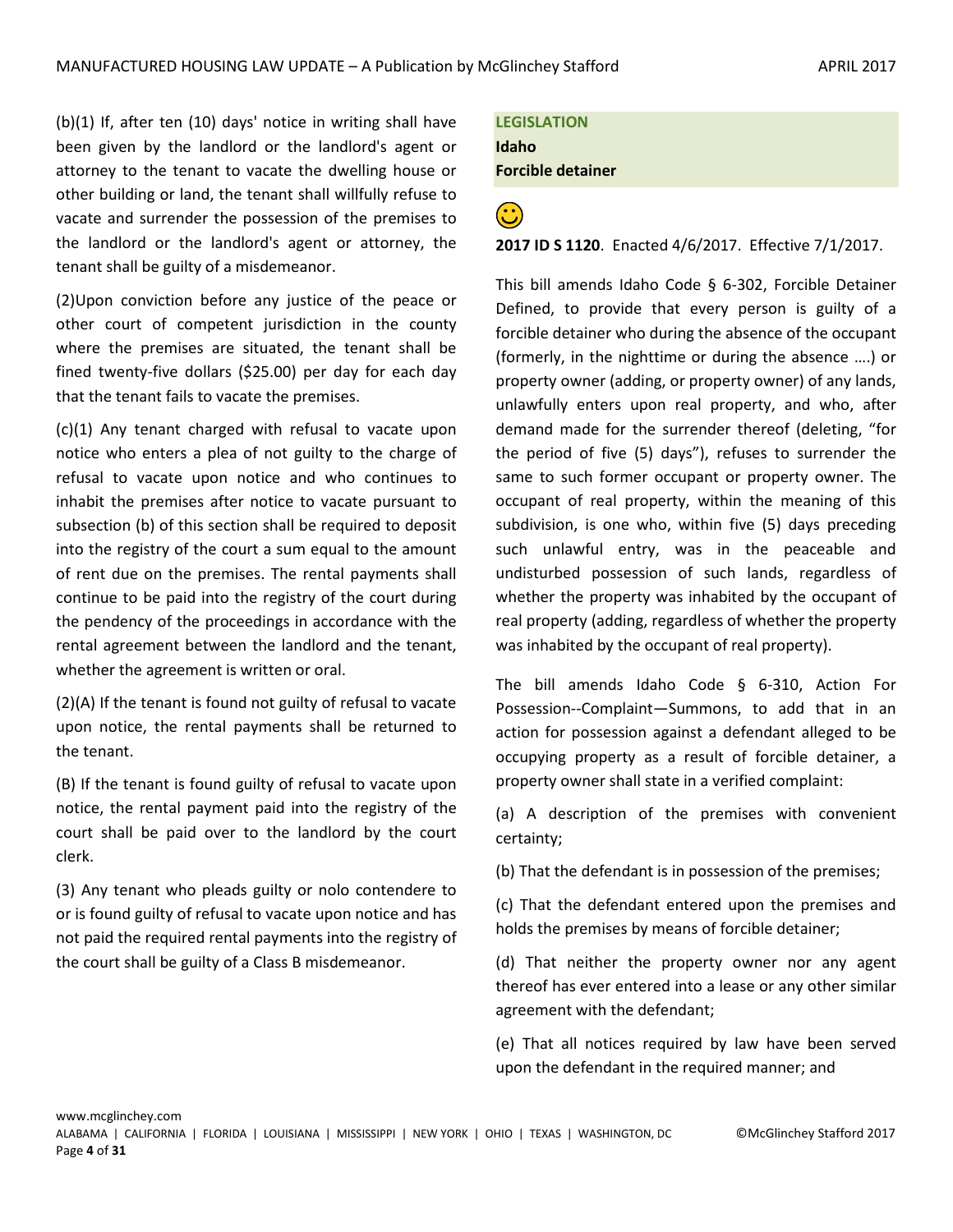(b)(1) If, after ten (10) days' notice in writing shall have been given by the landlord or the landlord's agent or attorney to the tenant to vacate the dwelling house or other building or land, the tenant shall willfully refuse to vacate and surrender the possession of the premises to the landlord or the landlord's agent or attorney, the tenant shall be guilty of a misdemeanor.

(2)Upon conviction before any justice of the peace or other court of competent jurisdiction in the county where the premises are situated, the tenant shall be fined twenty-five dollars ($25.00) per day for each day that the tenant fails to vacate the premises.

(c)(1) Any tenant charged with refusal to vacate upon notice who enters a plea of not guilty to the charge of refusal to vacate upon notice and who continues to inhabit the premises after notice to vacate pursuant to subsection (b) of this section shall be required to deposit into the registry of the court a sum equal to the amount of rent due on the premises. The rental payments shall continue to be paid into the registry of the court during the pendency of the proceedings in accordance with the rental agreement between the landlord and the tenant, whether the agreement is written or oral.

(2)(A) If the tenant is found not guilty of refusal to vacate upon notice, the rental payments shall be returned to the tenant.

(B) If the tenant is found guilty of refusal to vacate upon notice, the rental payment paid into the registry of the court shall be paid over to the landlord by the court clerk.

(3) Any tenant who pleads guilty or nolo contendere to or is found guilty of refusal to vacate upon notice and has not paid the required rental payments into the registry of the court shall be guilty of a Class B misdemeanor.

**LEGISLATION**
**Idaho**
**Forcible detainer**

☺

**2017 ID S 1120**. Enacted 4/6/2017. Effective 7/1/2017.

This bill amends Idaho Code § 6-302, Forcible Detainer Defined, to provide that every person is guilty of a forcible detainer who during the absence of the occupant (formerly, in the nighttime or during the absence ….) or property owner (adding, or property owner) of any lands, unlawfully enters upon real property, and who, after demand made for the surrender thereof (deleting, "for the period of five (5) days"), refuses to surrender the same to such former occupant or property owner. The occupant of real property, within the meaning of this subdivision, is one who, within five (5) days preceding such unlawful entry, was in the peaceable and undisturbed possession of such lands, regardless of whether the property was inhabited by the occupant of real property (adding, regardless of whether the property was inhabited by the occupant of real property).

The bill amends Idaho Code § 6-310, Action For Possession--Complaint—Summons, to add that in an action for possession against a defendant alleged to be occupying property as a result of forcible detainer, a property owner shall state in a verified complaint:

(a) A description of the premises with convenient certainty;

(b) That the defendant is in possession of the premises;

(c) That the defendant entered upon the premises and holds the premises by means of forcible detainer;

(d) That neither the property owner nor any agent thereof has ever entered into a lease or any other similar agreement with the defendant;

(e) That all notices required by law have been served upon the defendant in the required manner; and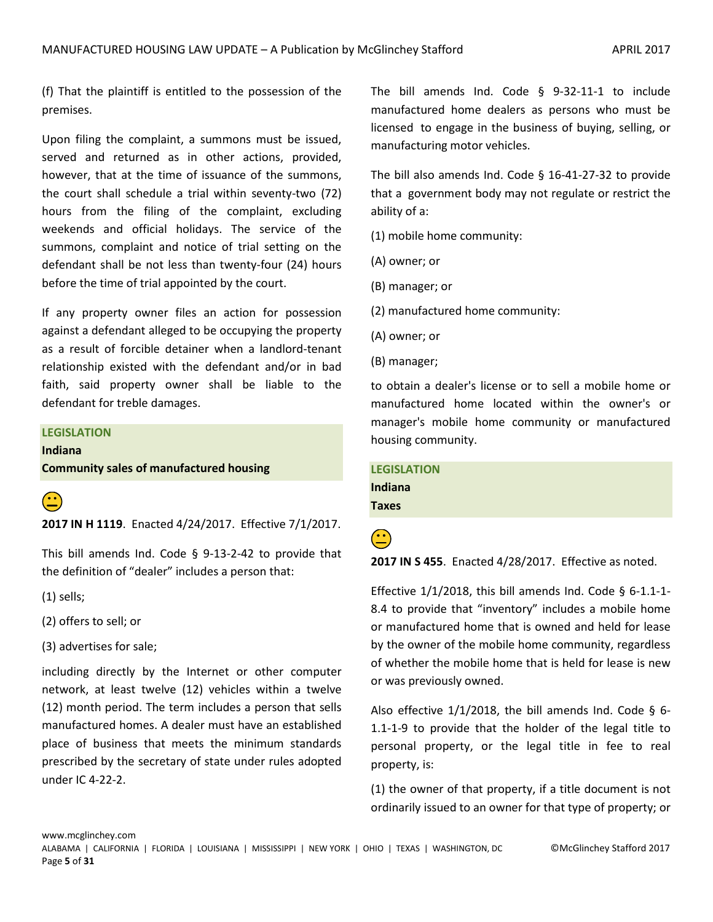(f) That the plaintiff is entitled to the possession of the premises.

Upon filing the complaint, a summons must be issued, served and returned as in other actions, provided, however, that at the time of issuance of the summons, the court shall schedule a trial within seventy-two (72) hours from the filing of the complaint, excluding weekends and official holidays. The service of the summons, complaint and notice of trial setting on the defendant shall be not less than twenty-four (24) hours before the time of trial appointed by the court.

If any property owner files an action for possession against a defendant alleged to be occupying the property as a result of forcible detainer when a landlord-tenant relationship existed with the defendant and/or in bad faith, said property owner shall be liable to the defendant for treble damages.

**LEGISLATION**
**Indiana**
**Community sales of manufactured housing**

😐

**2017 IN H 1119**. Enacted 4/24/2017. Effective 7/1/2017.

This bill amends Ind. Code § 9-13-2-42 to provide that the definition of "dealer" includes a person that:

(1) sells;

(2) offers to sell; or

(3) advertises for sale;

including directly by the Internet or other computer network, at least twelve (12) vehicles within a twelve (12) month period. The term includes a person that sells manufactured homes. A dealer must have an established place of business that meets the minimum standards prescribed by the secretary of state under rules adopted under IC 4-22-2.

The bill amends Ind. Code § 9-32-11-1 to include manufactured home dealers as persons who must be licensed to engage in the business of buying, selling, or manufacturing motor vehicles.

The bill also amends Ind. Code § 16-41-27-32 to provide that a government body may not regulate or restrict the ability of a:

(1) mobile home community:

(A) owner; or

(B) manager; or

(2) manufactured home community:

(A) owner; or

(B) manager;

to obtain a dealer's license or to sell a mobile home or manufactured home located within the owner's or manager's mobile home community or manufactured housing community.

**LEGISLATION**
**Indiana**
**Taxes**

😐

**2017 IN S 455**. Enacted 4/28/2017. Effective as noted.

Effective 1/1/2018, this bill amends Ind. Code § 6-1.1-1-8.4 to provide that "inventory" includes a mobile home or manufactured home that is owned and held for lease by the owner of the mobile home community, regardless of whether the mobile home that is held for lease is new or was previously owned.

Also effective 1/1/2018, the bill amends Ind. Code § 6-1.1-1-9 to provide that the holder of the legal title to personal property, or the legal title in fee to real property, is:

(1) the owner of that property, if a title document is not ordinarily issued to an owner for that type of property; or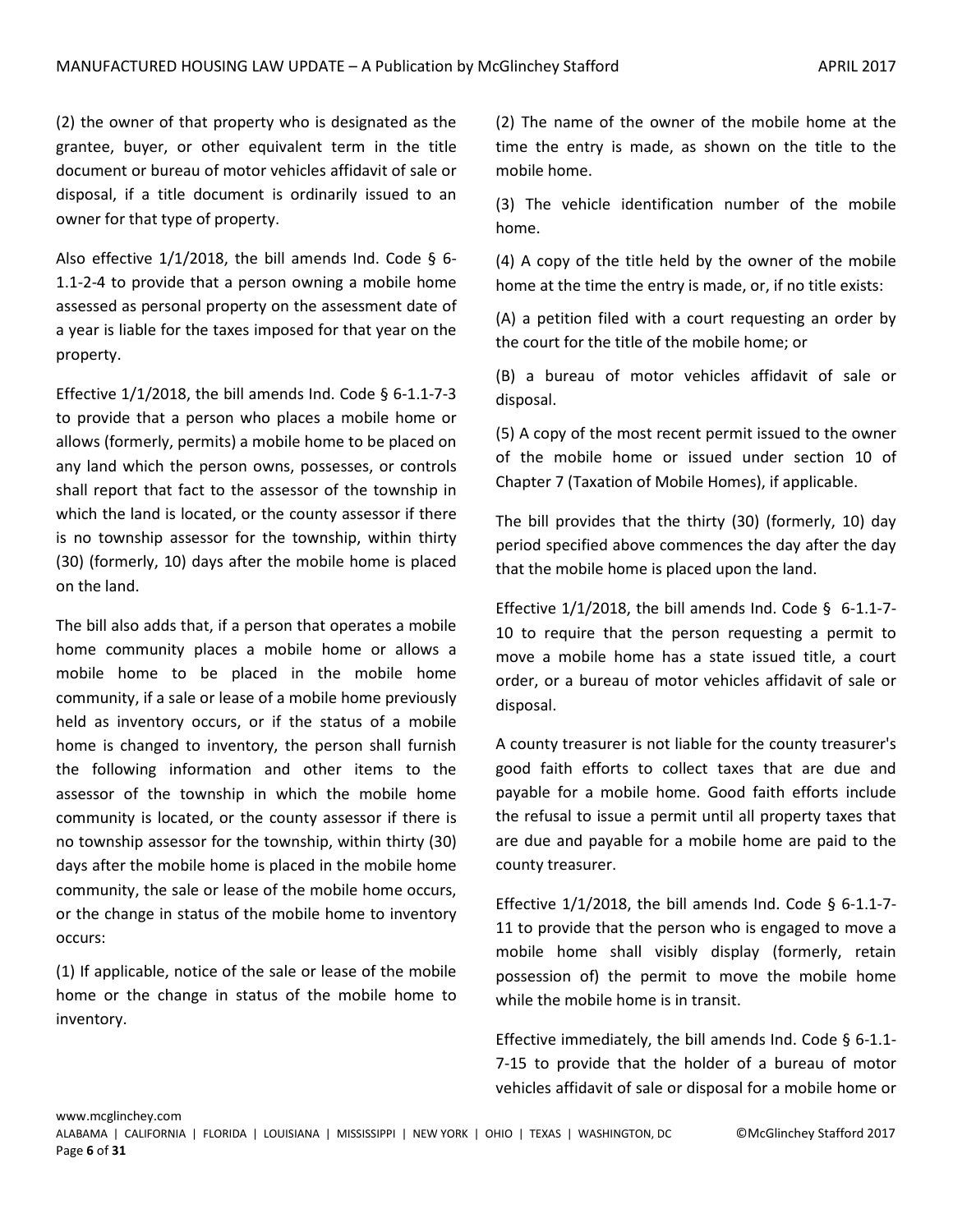(2) the owner of that property who is designated as the grantee, buyer, or other equivalent term in the title document or bureau of motor vehicles affidavit of sale or disposal, if a title document is ordinarily issued to an owner for that type of property.

Also effective 1/1/2018, the bill amends Ind. Code § 6-1.1-2-4 to provide that a person owning a mobile home assessed as personal property on the assessment date of a year is liable for the taxes imposed for that year on the property.

Effective 1/1/2018, the bill amends Ind. Code § 6-1.1-7-3 to provide that a person who places a mobile home or allows (formerly, permits) a mobile home to be placed on any land which the person owns, possesses, or controls shall report that fact to the assessor of the township in which the land is located, or the county assessor if there is no township assessor for the township, within thirty (30) (formerly, 10) days after the mobile home is placed on the land.

The bill also adds that, if a person that operates a mobile home community places a mobile home or allows a mobile home to be placed in the mobile home community, if a sale or lease of a mobile home previously held as inventory occurs, or if the status of a mobile home is changed to inventory, the person shall furnish the following information and other items to the assessor of the township in which the mobile home community is located, or the county assessor if there is no township assessor for the township, within thirty (30) days after the mobile home is placed in the mobile home community, the sale or lease of the mobile home occurs, or the change in status of the mobile home to inventory occurs:

(1) If applicable, notice of the sale or lease of the mobile home or the change in status of the mobile home to inventory.

(2) The name of the owner of the mobile home at the time the entry is made, as shown on the title to the mobile home.

(3) The vehicle identification number of the mobile home.

(4) A copy of the title held by the owner of the mobile home at the time the entry is made, or, if no title exists:

(A) a petition filed with a court requesting an order by the court for the title of the mobile home; or

(B) a bureau of motor vehicles affidavit of sale or disposal.

(5) A copy of the most recent permit issued to the owner of the mobile home or issued under section 10 of Chapter 7 (Taxation of Mobile Homes), if applicable.

The bill provides that the thirty (30) (formerly, 10) day period specified above commences the day after the day that the mobile home is placed upon the land.

Effective 1/1/2018, the bill amends Ind. Code § 6-1.1-7-10 to require that the person requesting a permit to move a mobile home has a state issued title, a court order, or a bureau of motor vehicles affidavit of sale or disposal.

A county treasurer is not liable for the county treasurer's good faith efforts to collect taxes that are due and payable for a mobile home. Good faith efforts include the refusal to issue a permit until all property taxes that are due and payable for a mobile home are paid to the county treasurer.

Effective 1/1/2018, the bill amends Ind. Code § 6-1.1-7-11 to provide that the person who is engaged to move a mobile home shall visibly display (formerly, retain possession of) the permit to move the mobile home while the mobile home is in transit.

Effective immediately, the bill amends Ind. Code § 6-1.1-7-15 to provide that the holder of a bureau of motor vehicles affidavit of sale or disposal for a mobile home or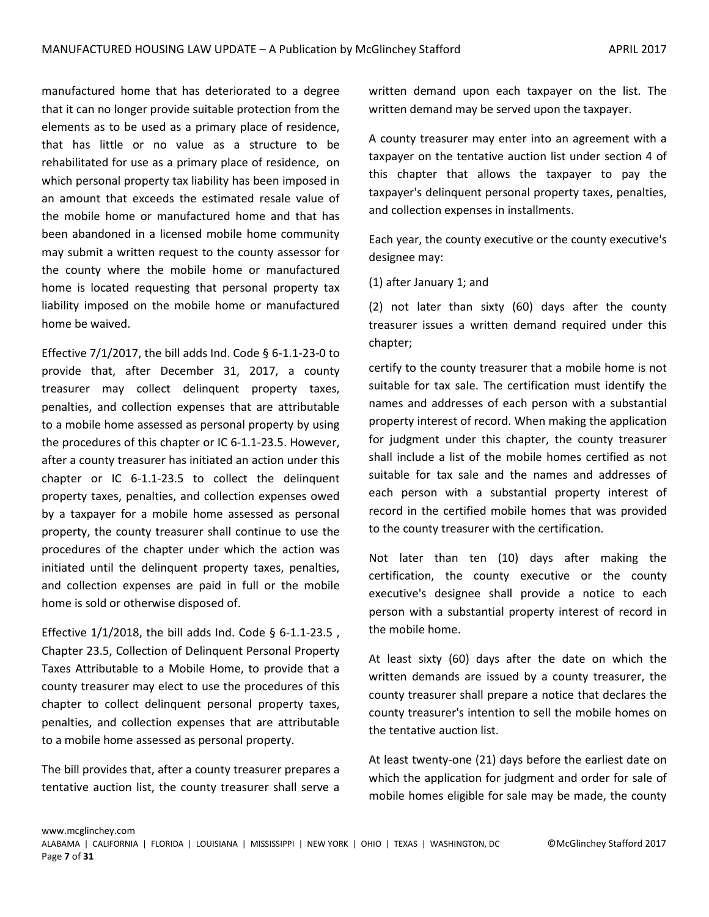manufactured home that has deteriorated to a degree that it can no longer provide suitable protection from the elements as to be used as a primary place of residence, that has little or no value as a structure to be rehabilitated for use as a primary place of residence, on which personal property tax liability has been imposed in an amount that exceeds the estimated resale value of the mobile home or manufactured home and that has been abandoned in a licensed mobile home community may submit a written request to the county assessor for the county where the mobile home or manufactured home is located requesting that personal property tax liability imposed on the mobile home or manufactured home be waived.

Effective 7/1/2017, the bill adds Ind. Code § 6-1.1-23-0 to provide that, after December 31, 2017, a county treasurer may collect delinquent property taxes, penalties, and collection expenses that are attributable to a mobile home assessed as personal property by using the procedures of this chapter or IC 6-1.1-23.5. However, after a county treasurer has initiated an action under this chapter or IC 6-1.1-23.5 to collect the delinquent property taxes, penalties, and collection expenses owed by a taxpayer for a mobile home assessed as personal property, the county treasurer shall continue to use the procedures of the chapter under which the action was initiated until the delinquent property taxes, penalties, and collection expenses are paid in full or the mobile home is sold or otherwise disposed of.

Effective 1/1/2018, the bill adds Ind. Code § 6-1.1-23.5 , Chapter 23.5, Collection of Delinquent Personal Property Taxes Attributable to a Mobile Home, to provide that a county treasurer may elect to use the procedures of this chapter to collect delinquent personal property taxes, penalties, and collection expenses that are attributable to a mobile home assessed as personal property.

The bill provides that, after a county treasurer prepares a tentative auction list, the county treasurer shall serve a written demand upon each taxpayer on the list. The written demand may be served upon the taxpayer.

A county treasurer may enter into an agreement with a taxpayer on the tentative auction list under section 4 of this chapter that allows the taxpayer to pay the taxpayer's delinquent personal property taxes, penalties, and collection expenses in installments.

Each year, the county executive or the county executive's designee may:

(1) after January 1; and

(2) not later than sixty (60) days after the county treasurer issues a written demand required under this chapter;

certify to the county treasurer that a mobile home is not suitable for tax sale. The certification must identify the names and addresses of each person with a substantial property interest of record. When making the application for judgment under this chapter, the county treasurer shall include a list of the mobile homes certified as not suitable for tax sale and the names and addresses of each person with a substantial property interest of record in the certified mobile homes that was provided to the county treasurer with the certification.

Not later than ten (10) days after making the certification, the county executive or the county executive's designee shall provide a notice to each person with a substantial property interest of record in the mobile home.

At least sixty (60) days after the date on which the written demands are issued by a county treasurer, the county treasurer shall prepare a notice that declares the county treasurer's intention to sell the mobile homes on the tentative auction list.

At least twenty-one (21) days before the earliest date on which the application for judgment and order for sale of mobile homes eligible for sale may be made, the county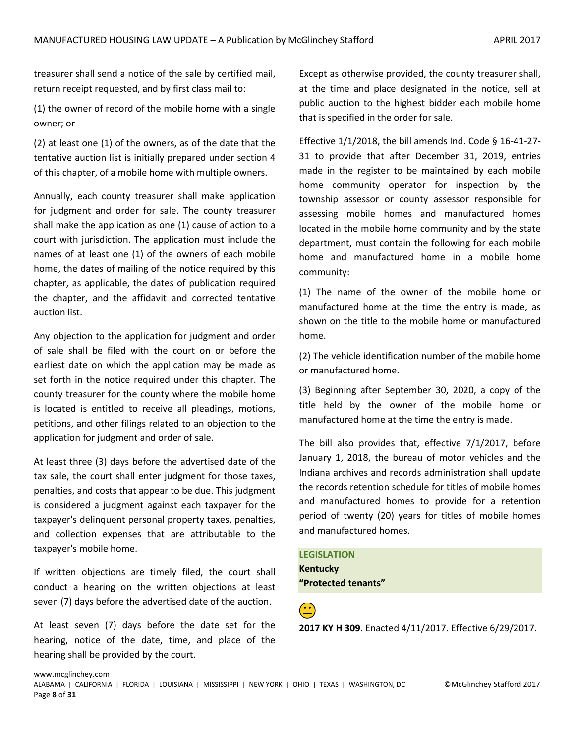treasurer shall send a notice of the sale by certified mail, return receipt requested, and by first class mail to:

(1) the owner of record of the mobile home with a single owner; or

(2) at least one (1) of the owners, as of the date that the tentative auction list is initially prepared under section 4 of this chapter, of a mobile home with multiple owners.

Annually, each county treasurer shall make application for judgment and order for sale. The county treasurer shall make the application as one (1) cause of action to a court with jurisdiction. The application must include the names of at least one (1) of the owners of each mobile home, the dates of mailing of the notice required by this chapter, as applicable, the dates of publication required the chapter, and the affidavit and corrected tentative auction list.

Any objection to the application for judgment and order of sale shall be filed with the court on or before the earliest date on which the application may be made as set forth in the notice required under this chapter. The county treasurer for the county where the mobile home is located is entitled to receive all pleadings, motions, petitions, and other filings related to an objection to the application for judgment and order of sale.

At least three (3) days before the advertised date of the tax sale, the court shall enter judgment for those taxes, penalties, and costs that appear to be due. This judgment is considered a judgment against each taxpayer for the taxpayer's delinquent personal property taxes, penalties, and collection expenses that are attributable to the taxpayer's mobile home.

If written objections are timely filed, the court shall conduct a hearing on the written objections at least seven (7) days before the advertised date of the auction.

At least seven (7) days before the date set for the hearing, notice of the date, time, and place of the hearing shall be provided by the court.

Except as otherwise provided, the county treasurer shall, at the time and place designated in the notice, sell at public auction to the highest bidder each mobile home that is specified in the order for sale.

Effective 1/1/2018, the bill amends Ind. Code § 16-41-27-31 to provide that after December 31, 2019, entries made in the register to be maintained by each mobile home community operator for inspection by the township assessor or county assessor responsible for assessing mobile homes and manufactured homes located in the mobile home community and by the state department, must contain the following for each mobile home and manufactured home in a mobile home community:

(1) The name of the owner of the mobile home or manufactured home at the time the entry is made, as shown on the title to the mobile home or manufactured home.

(2) The vehicle identification number of the mobile home or manufactured home.

(3) Beginning after September 30, 2020, a copy of the title held by the owner of the mobile home or manufactured home at the time the entry is made.

The bill also provides that, effective 7/1/2017, before January 1, 2018, the bureau of motor vehicles and the Indiana archives and records administration shall update the records retention schedule for titles of mobile homes and manufactured homes to provide for a retention period of twenty (20) years for titles of mobile homes and manufactured homes.

**LEGISLATION**
**Kentucky**
**"Protected tenants"**

**2017 KY H 309**. Enacted 4/11/2017. Effective 6/29/2017.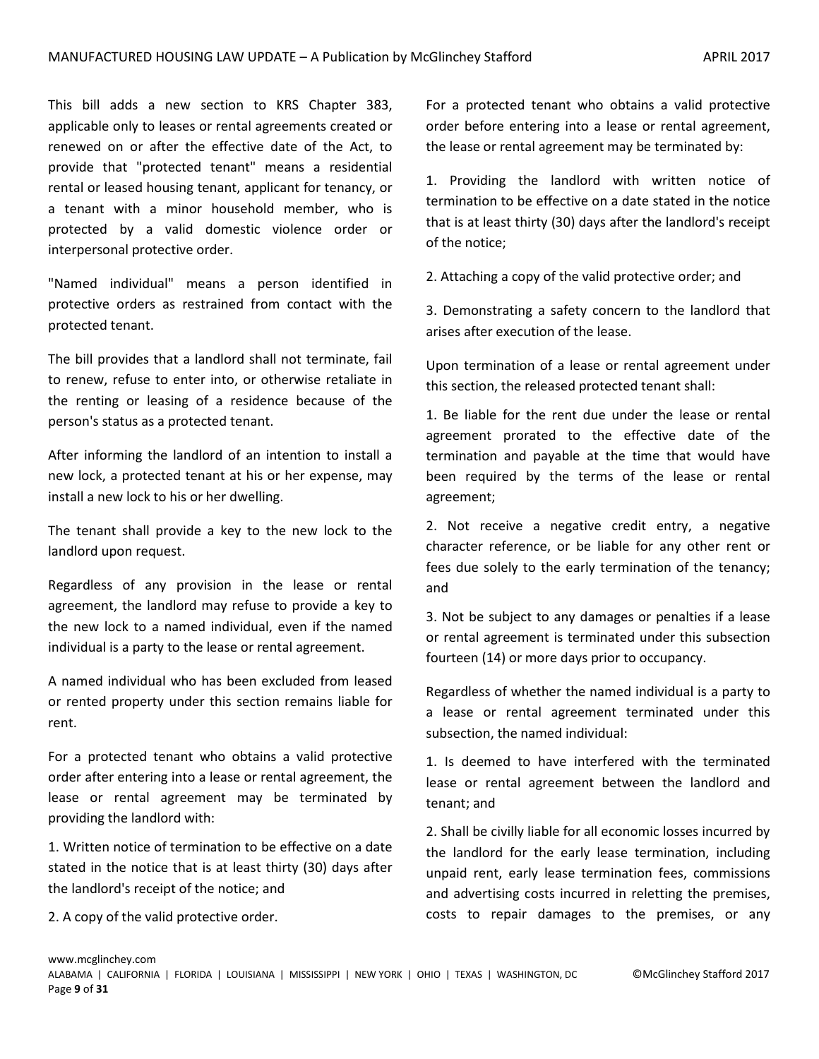This bill adds a new section to KRS Chapter 383, applicable only to leases or rental agreements created or renewed on or after the effective date of the Act, to provide that "protected tenant" means a residential rental or leased housing tenant, applicant for tenancy, or a tenant with a minor household member, who is protected by a valid domestic violence order or interpersonal protective order.

"Named individual" means a person identified in protective orders as restrained from contact with the protected tenant.

The bill provides that a landlord shall not terminate, fail to renew, refuse to enter into, or otherwise retaliate in the renting or leasing of a residence because of the person's status as a protected tenant.

After informing the landlord of an intention to install a new lock, a protected tenant at his or her expense, may install a new lock to his or her dwelling.

The tenant shall provide a key to the new lock to the landlord upon request.

Regardless of any provision in the lease or rental agreement, the landlord may refuse to provide a key to the new lock to a named individual, even if the named individual is a party to the lease or rental agreement.

A named individual who has been excluded from leased or rented property under this section remains liable for rent.

For a protected tenant who obtains a valid protective order after entering into a lease or rental agreement, the lease or rental agreement may be terminated by providing the landlord with:

1. Written notice of termination to be effective on a date stated in the notice that is at least thirty (30) days after the landlord's receipt of the notice; and

2. A copy of the valid protective order.

For a protected tenant who obtains a valid protective order before entering into a lease or rental agreement, the lease or rental agreement may be terminated by:

1. Providing the landlord with written notice of termination to be effective on a date stated in the notice that is at least thirty (30) days after the landlord's receipt of the notice;

2. Attaching a copy of the valid protective order; and

3. Demonstrating a safety concern to the landlord that arises after execution of the lease.

Upon termination of a lease or rental agreement under this section, the released protected tenant shall:

1. Be liable for the rent due under the lease or rental agreement prorated to the effective date of the termination and payable at the time that would have been required by the terms of the lease or rental agreement;

2. Not receive a negative credit entry, a negative character reference, or be liable for any other rent or fees due solely to the early termination of the tenancy; and

3. Not be subject to any damages or penalties if a lease or rental agreement is terminated under this subsection fourteen (14) or more days prior to occupancy.

Regardless of whether the named individual is a party to a lease or rental agreement terminated under this subsection, the named individual:

1. Is deemed to have interfered with the terminated lease or rental agreement between the landlord and tenant; and

2. Shall be civilly liable for all economic losses incurred by the landlord for the early lease termination, including unpaid rent, early lease termination fees, commissions and advertising costs incurred in reletting the premises, costs to repair damages to the premises, or any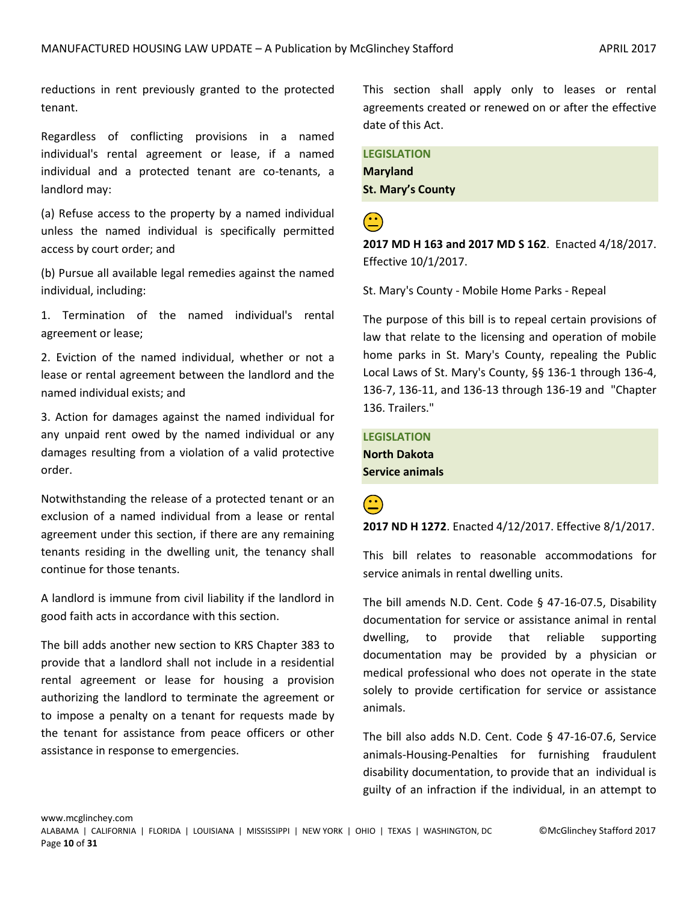reductions in rent previously granted to the protected tenant.

Regardless of conflicting provisions in a named individual's rental agreement or lease, if a named individual and a protected tenant are co-tenants, a landlord may:

(a) Refuse access to the property by a named individual unless the named individual is specifically permitted access by court order; and

(b) Pursue all available legal remedies against the named individual, including:

1. Termination of the named individual's rental agreement or lease;

2. Eviction of the named individual, whether or not a lease or rental agreement between the landlord and the named individual exists; and

3. Action for damages against the named individual for any unpaid rent owed by the named individual or any damages resulting from a violation of a valid protective order.

Notwithstanding the release of a protected tenant or an exclusion of a named individual from a lease or rental agreement under this section, if there are any remaining tenants residing in the dwelling unit, the tenancy shall continue for those tenants.

A landlord is immune from civil liability if the landlord in good faith acts in accordance with this section.

The bill adds another new section to KRS Chapter 383 to provide that a landlord shall not include in a residential rental agreement or lease for housing a provision authorizing the landlord to terminate the agreement or to impose a penalty on a tenant for requests made by the tenant for assistance from peace officers or other assistance in response to emergencies.

This section shall apply only to leases or rental agreements created or renewed on or after the effective date of this Act.

**LEGISLATION**
**Maryland**
**St. Mary's County**

😐

**2017 MD H 163 and 2017 MD S 162**. Enacted 4/18/2017. Effective 10/1/2017.

St. Mary's County - Mobile Home Parks - Repeal

The purpose of this bill is to repeal certain provisions of law that relate to the licensing and operation of mobile home parks in St. Mary's County, repealing the Public Local Laws of St. Mary's County, §§ 136-1 through 136-4, 136-7, 136-11, and 136-13 through 136-19 and "Chapter 136. Trailers."

**LEGISLATION**
**North Dakota**
**Service animals**

😐

**2017 ND H 1272**. Enacted 4/12/2017. Effective 8/1/2017.

This bill relates to reasonable accommodations for service animals in rental dwelling units.

The bill amends N.D. Cent. Code § 47-16-07.5, Disability documentation for service or assistance animal in rental dwelling, to provide that reliable supporting documentation may be provided by a physician or medical professional who does not operate in the state solely to provide certification for service or assistance animals.

The bill also adds N.D. Cent. Code § 47-16-07.6, Service animals-Housing-Penalties for furnishing fraudulent disability documentation, to provide that an individual is guilty of an infraction if the individual, in an attempt to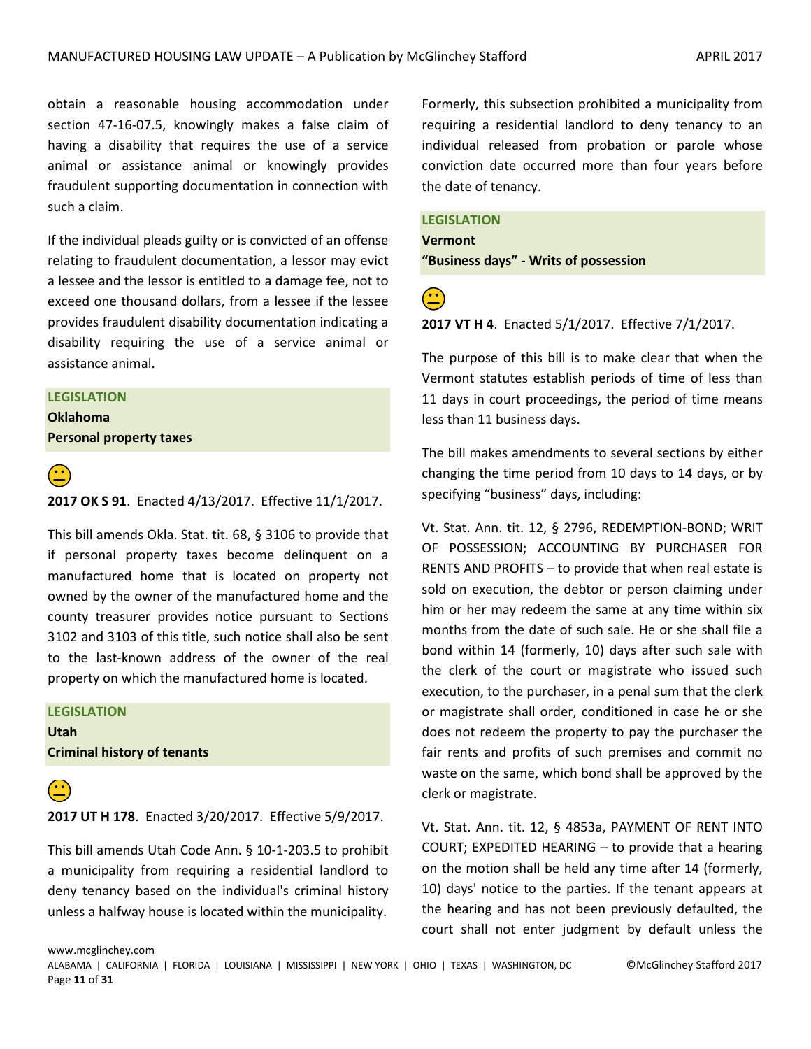obtain a reasonable housing accommodation under section 47-16-07.5, knowingly makes a false claim of having a disability that requires the use of a service animal or assistance animal or knowingly provides fraudulent supporting documentation in connection with such a claim.

If the individual pleads guilty or is convicted of an offense relating to fraudulent documentation, a lessor may evict a lessee and the lessor is entitled to a damage fee, not to exceed one thousand dollars, from a lessee if the lessee provides fraudulent disability documentation indicating a disability requiring the use of a service animal or assistance animal.

**LEGISLATION**
**Oklahoma**
**Personal property taxes**

😐

**2017 OK S 91**. Enacted 4/13/2017. Effective 11/1/2017.

This bill amends Okla. Stat. tit. 68, § 3106 to provide that if personal property taxes become delinquent on a manufactured home that is located on property not owned by the owner of the manufactured home and the county treasurer provides notice pursuant to Sections 3102 and 3103 of this title, such notice shall also be sent to the last-known address of the owner of the real property on which the manufactured home is located.

**LEGISLATION**
**Utah**
**Criminal history of tenants**

😐

**2017 UT H 178**. Enacted 3/20/2017. Effective 5/9/2017.

This bill amends Utah Code Ann. § 10-1-203.5 to prohibit a municipality from requiring a residential landlord to deny tenancy based on the individual's criminal history unless a halfway house is located within the municipality.

Formerly, this subsection prohibited a municipality from requiring a residential landlord to deny tenancy to an individual released from probation or parole whose conviction date occurred more than four years before the date of tenancy.

**LEGISLATION**
**Vermont**
**"Business days" - Writs of possession**

😐

**2017 VT H 4**. Enacted 5/1/2017. Effective 7/1/2017.

The purpose of this bill is to make clear that when the Vermont statutes establish periods of time of less than 11 days in court proceedings, the period of time means less than 11 business days.

The bill makes amendments to several sections by either changing the time period from 10 days to 14 days, or by specifying "business" days, including:

Vt. Stat. Ann. tit. 12, § 2796, REDEMPTION-BOND; WRIT OF POSSESSION; ACCOUNTING BY PURCHASER FOR RENTS AND PROFITS – to provide that when real estate is sold on execution, the debtor or person claiming under him or her may redeem the same at any time within six months from the date of such sale. He or she shall file a bond within 14 (formerly, 10) days after such sale with the clerk of the court or magistrate who issued such execution, to the purchaser, in a penal sum that the clerk or magistrate shall order, conditioned in case he or she does not redeem the property to pay the purchaser the fair rents and profits of such premises and commit no waste on the same, which bond shall be approved by the clerk or magistrate.

Vt. Stat. Ann. tit. 12, § 4853a, PAYMENT OF RENT INTO COURT; EXPEDITED HEARING – to provide that a hearing on the motion shall be held any time after 14 (formerly, 10) days' notice to the parties. If the tenant appears at the hearing and has not been previously defaulted, the court shall not enter judgment by default unless the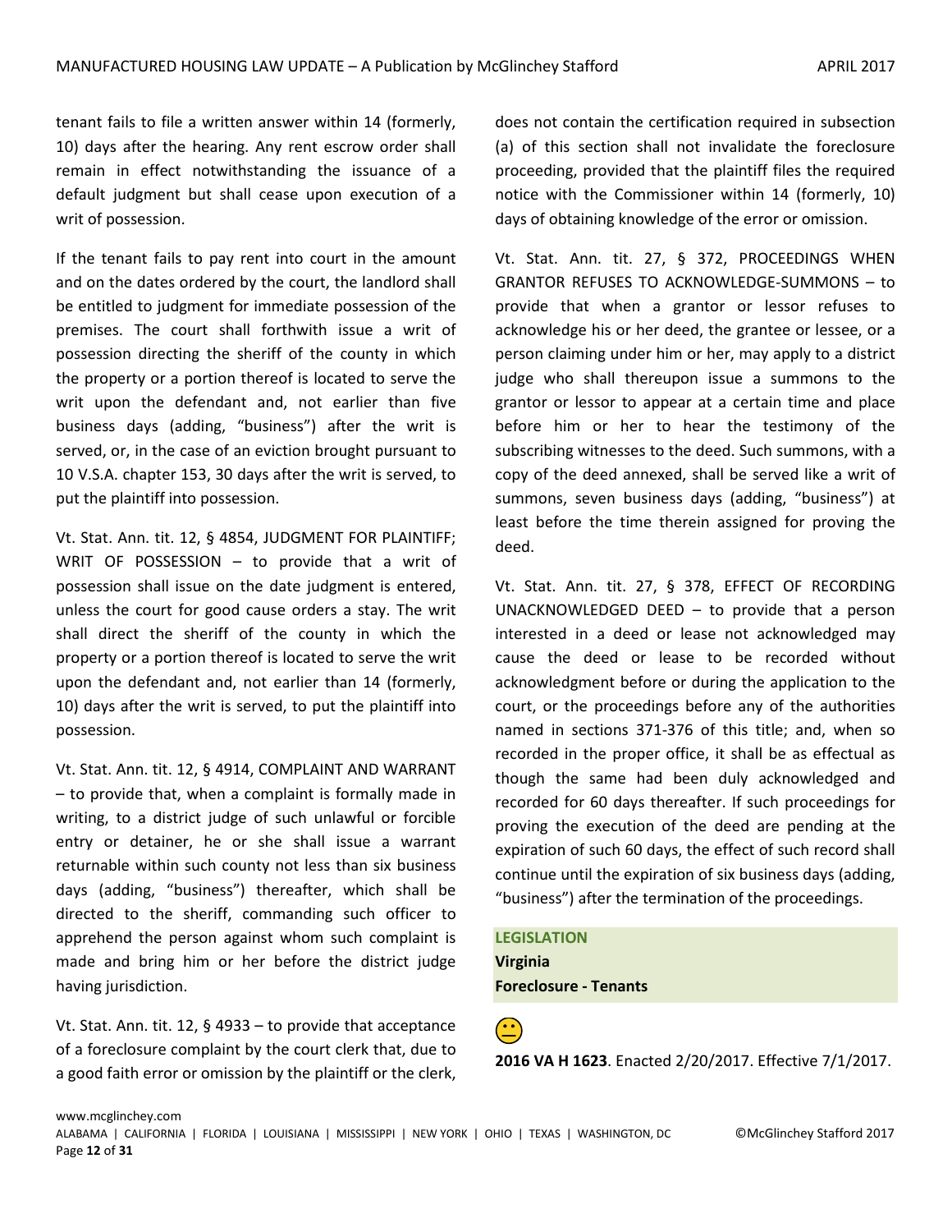tenant fails to file a written answer within 14 (formerly, 10) days after the hearing. Any rent escrow order shall remain in effect notwithstanding the issuance of a default judgment but shall cease upon execution of a writ of possession.

If the tenant fails to pay rent into court in the amount and on the dates ordered by the court, the landlord shall be entitled to judgment for immediate possession of the premises. The court shall forthwith issue a writ of possession directing the sheriff of the county in which the property or a portion thereof is located to serve the writ upon the defendant and, not earlier than five business days (adding, "business") after the writ is served, or, in the case of an eviction brought pursuant to 10 V.S.A. chapter 153, 30 days after the writ is served, to put the plaintiff into possession.

Vt. Stat. Ann. tit. 12, § 4854, JUDGMENT FOR PLAINTIFF; WRIT OF POSSESSION – to provide that a writ of possession shall issue on the date judgment is entered, unless the court for good cause orders a stay. The writ shall direct the sheriff of the county in which the property or a portion thereof is located to serve the writ upon the defendant and, not earlier than 14 (formerly, 10) days after the writ is served, to put the plaintiff into possession.

Vt. Stat. Ann. tit. 12, § 4914, COMPLAINT AND WARRANT – to provide that, when a complaint is formally made in writing, to a district judge of such unlawful or forcible entry or detainer, he or she shall issue a warrant returnable within such county not less than six business days (adding, "business") thereafter, which shall be directed to the sheriff, commanding such officer to apprehend the person against whom such complaint is made and bring him or her before the district judge having jurisdiction.

Vt. Stat. Ann. tit. 12, § 4933 – to provide that acceptance of a foreclosure complaint by the court clerk that, due to a good faith error or omission by the plaintiff or the clerk, does not contain the certification required in subsection (a) of this section shall not invalidate the foreclosure proceeding, provided that the plaintiff files the required notice with the Commissioner within 14 (formerly, 10) days of obtaining knowledge of the error or omission.

Vt. Stat. Ann. tit. 27, § 372, PROCEEDINGS WHEN GRANTOR REFUSES TO ACKNOWLEDGE-SUMMONS – to provide that when a grantor or lessor refuses to acknowledge his or her deed, the grantee or lessee, or a person claiming under him or her, may apply to a district judge who shall thereupon issue a summons to the grantor or lessor to appear at a certain time and place before him or her to hear the testimony of the subscribing witnesses to the deed. Such summons, with a copy of the deed annexed, shall be served like a writ of summons, seven business days (adding, "business") at least before the time therein assigned for proving the deed.

Vt. Stat. Ann. tit. 27, § 378, EFFECT OF RECORDING UNACKNOWLEDGED DEED – to provide that a person interested in a deed or lease not acknowledged may cause the deed or lease to be recorded without acknowledgment before or during the application to the court, or the proceedings before any of the authorities named in sections 371-376 of this title; and, when so recorded in the proper office, it shall be as effectual as though the same had been duly acknowledged and recorded for 60 days thereafter. If such proceedings for proving the execution of the deed are pending at the expiration of such 60 days, the effect of such record shall continue until the expiration of six business days (adding, "business") after the termination of the proceedings.

**LEGISLATION**
**Virginia**
**Foreclosure - Tenants**

**2016 VA H 1623**. Enacted 2/20/2017. Effective 7/1/2017.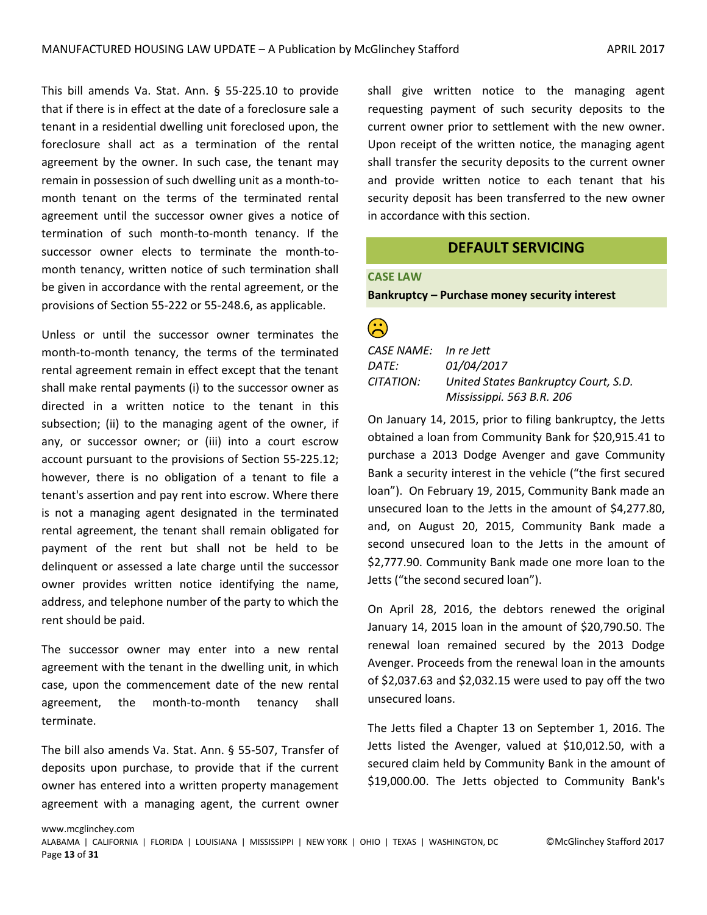This bill amends Va. Stat. Ann. § 55-225.10 to provide that if there is in effect at the date of a foreclosure sale a tenant in a residential dwelling unit foreclosed upon, the foreclosure shall act as a termination of the rental agreement by the owner. In such case, the tenant may remain in possession of such dwelling unit as a month-to-month tenant on the terms of the terminated rental agreement until the successor owner gives a notice of termination of such month-to-month tenancy. If the successor owner elects to terminate the month-to-month tenancy, written notice of such termination shall be given in accordance with the rental agreement, or the provisions of Section 55-222 or 55-248.6, as applicable.

Unless or until the successor owner terminates the month-to-month tenancy, the terms of the terminated rental agreement remain in effect except that the tenant shall make rental payments (i) to the successor owner as directed in a written notice to the tenant in this subsection; (ii) to the managing agent of the owner, if any, or successor owner; or (iii) into a court escrow account pursuant to the provisions of Section 55-225.12; however, there is no obligation of a tenant to file a tenant's assertion and pay rent into escrow. Where there is not a managing agent designated in the terminated rental agreement, the tenant shall remain obligated for payment of the rent but shall not be held to be delinquent or assessed a late charge until the successor owner provides written notice identifying the name, address, and telephone number of the party to which the rent should be paid.

The successor owner may enter into a new rental agreement with the tenant in the dwelling unit, in which case, upon the commencement date of the new rental agreement, the month-to-month tenancy shall terminate.

The bill also amends Va. Stat. Ann. § 55-507, Transfer of deposits upon purchase, to provide that if the current owner has entered into a written property management agreement with a managing agent, the current owner shall give written notice to the managing agent requesting payment of such security deposits to the current owner prior to settlement with the new owner. Upon receipt of the written notice, the managing agent shall transfer the security deposits to the current owner and provide written notice to each tenant that his security deposit has been transferred to the new owner in accordance with this section.

## DEFAULT SERVICING

### CASE LAW

**Bankruptcy – Purchase money security interest**

☹

*CASE NAME:* *In re Jett*
*DATE:* *01/04/2017*
*CITATION:* *United States Bankruptcy Court, S.D. Mississippi. 563 B.R. 206*

On January 14, 2015, prior to filing bankruptcy, the Jetts obtained a loan from Community Bank for $20,915.41 to purchase a 2013 Dodge Avenger and gave Community Bank a security interest in the vehicle ("the first secured loan"). On February 19, 2015, Community Bank made an unsecured loan to the Jetts in the amount of $4,277.80, and, on August 20, 2015, Community Bank made a second unsecured loan to the Jetts in the amount of $2,777.90. Community Bank made one more loan to the Jetts ("the second secured loan").

On April 28, 2016, the debtors renewed the original January 14, 2015 loan in the amount of $20,790.50. The renewal loan remained secured by the 2013 Dodge Avenger. Proceeds from the renewal loan in the amounts of $2,037.63 and $2,032.15 were used to pay off the two unsecured loans.

The Jetts filed a Chapter 13 on September 1, 2016. The Jetts listed the Avenger, valued at $10,012.50, with a secured claim held by Community Bank in the amount of $19,000.00. The Jetts objected to Community Bank's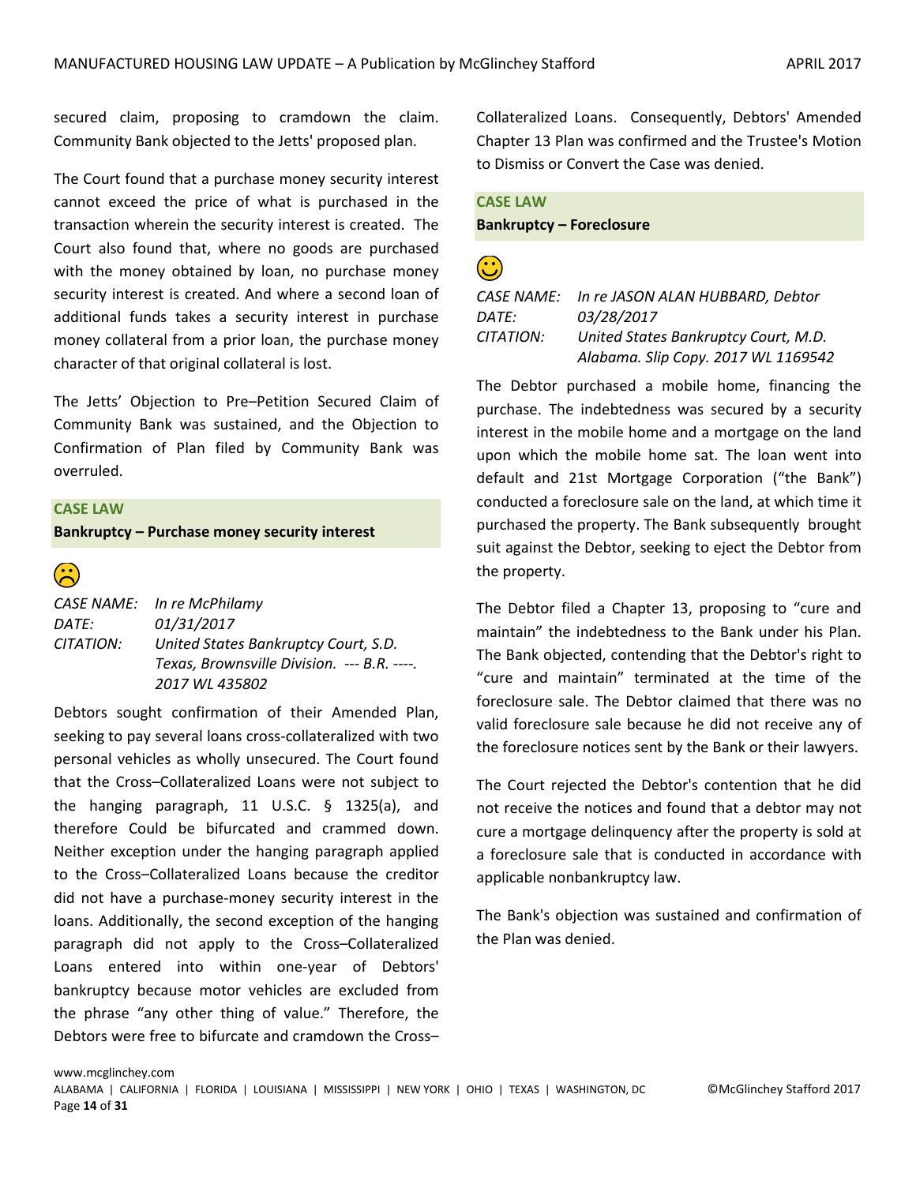secured claim, proposing to cramdown the claim. Community Bank objected to the Jetts' proposed plan.

The Court found that a purchase money security interest cannot exceed the price of what is purchased in the transaction wherein the security interest is created. The Court also found that, where no goods are purchased with the money obtained by loan, no purchase money security interest is created. And where a second loan of additional funds takes a security interest in purchase money collateral from a prior loan, the purchase money character of that original collateral is lost.

The Jetts' Objection to Pre–Petition Secured Claim of Community Bank was sustained, and the Objection to Confirmation of Plan filed by Community Bank was overruled.

## CASE LAW

**Bankruptcy – Purchase money security interest**

☹

*CASE NAME:* *In re McPhilamy*
*DATE:* *01/31/2017*
*CITATION:* *United States Bankruptcy Court, S.D. Texas, Brownsville Division. --- B.R. ----. 2017 WL 435802*

Debtors sought confirmation of their Amended Plan, seeking to pay several loans cross-collateralized with two personal vehicles as wholly unsecured. The Court found that the Cross–Collateralized Loans were not subject to the hanging paragraph, 11 U.S.C. § 1325(a), and therefore Could be bifurcated and crammed down. Neither exception under the hanging paragraph applied to the Cross–Collateralized Loans because the creditor did not have a purchase-money security interest in the loans. Additionally, the second exception of the hanging paragraph did not apply to the Cross–Collateralized Loans entered into within one-year of Debtors' bankruptcy because motor vehicles are excluded from the phrase "any other thing of value." Therefore, the Debtors were free to bifurcate and cramdown the Cross–Collateralized Loans. Consequently, Debtors' Amended Chapter 13 Plan was confirmed and the Trustee's Motion to Dismiss or Convert the Case was denied.

## CASE LAW

**Bankruptcy – Foreclosure**

☺

*CASE NAME:* *In re JASON ALAN HUBBARD, Debtor*
*DATE:* *03/28/2017*
*CITATION:* *United States Bankruptcy Court, M.D. Alabama. Slip Copy. 2017 WL 1169542*

The Debtor purchased a mobile home, financing the purchase. The indebtedness was secured by a security interest in the mobile home and a mortgage on the land upon which the mobile home sat. The loan went into default and 21st Mortgage Corporation ("the Bank") conducted a foreclosure sale on the land, at which time it purchased the property. The Bank subsequently brought suit against the Debtor, seeking to eject the Debtor from the property.

The Debtor filed a Chapter 13, proposing to "cure and maintain" the indebtedness to the Bank under his Plan. The Bank objected, contending that the Debtor's right to "cure and maintain" terminated at the time of the foreclosure sale. The Debtor claimed that there was no valid foreclosure sale because he did not receive any of the foreclosure notices sent by the Bank or their lawyers.

The Court rejected the Debtor's contention that he did not receive the notices and found that a debtor may not cure a mortgage delinquency after the property is sold at a foreclosure sale that is conducted in accordance with applicable nonbankruptcy law.

The Bank's objection was sustained and confirmation of the Plan was denied.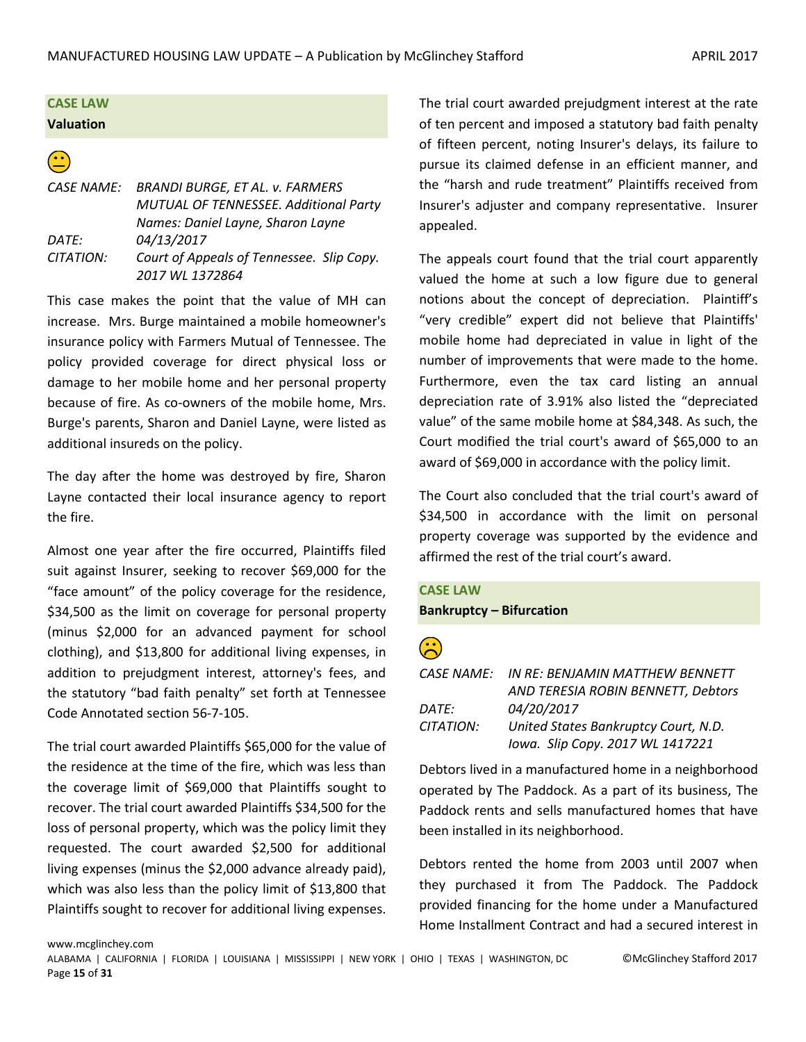**CASE LAW**

**Valuation**

😐

*CASE NAME:* *BRANDI BURGE, ET AL. v. FARMERS MUTUAL OF TENNESSEE. Additional Party Names: Daniel Layne, Sharon Layne*
*DATE:* *04/13/2017*
*CITATION:* *Court of Appeals of Tennessee. Slip Copy. 2017 WL 1372864*

This case makes the point that the value of MH can increase. Mrs. Burge maintained a mobile homeowner's insurance policy with Farmers Mutual of Tennessee. The policy provided coverage for direct physical loss or damage to her mobile home and her personal property because of fire. As co-owners of the mobile home, Mrs. Burge's parents, Sharon and Daniel Layne, were listed as additional insureds on the policy.

The day after the home was destroyed by fire, Sharon Layne contacted their local insurance agency to report the fire.

Almost one year after the fire occurred, Plaintiffs filed suit against Insurer, seeking to recover $69,000 for the "face amount" of the policy coverage for the residence, $34,500 as the limit on coverage for personal property (minus $2,000 for an advanced payment for school clothing), and $13,800 for additional living expenses, in addition to prejudgment interest, attorney's fees, and the statutory "bad faith penalty" set forth at Tennessee Code Annotated section 56-7-105.

The trial court awarded Plaintiffs $65,000 for the value of the residence at the time of the fire, which was less than the coverage limit of $69,000 that Plaintiffs sought to recover. The trial court awarded Plaintiffs $34,500 for the loss of personal property, which was the policy limit they requested. The court awarded $2,500 for additional living expenses (minus the $2,000 advance already paid), which was also less than the policy limit of $13,800 that Plaintiffs sought to recover for additional living expenses.

The trial court awarded prejudgment interest at the rate of ten percent and imposed a statutory bad faith penalty of fifteen percent, noting Insurer's delays, its failure to pursue its claimed defense in an efficient manner, and the "harsh and rude treatment" Plaintiffs received from Insurer's adjuster and company representative. Insurer appealed.

The appeals court found that the trial court apparently valued the home at such a low figure due to general notions about the concept of depreciation. Plaintiff's "very credible" expert did not believe that Plaintiffs' mobile home had depreciated in value in light of the number of improvements that were made to the home. Furthermore, even the tax card listing an annual depreciation rate of 3.91% also listed the "depreciated value" of the same mobile home at $84,348. As such, the Court modified the trial court's award of $65,000 to an award of $69,000 in accordance with the policy limit.

The Court also concluded that the trial court's award of $34,500 in accordance with the limit on personal property coverage was supported by the evidence and affirmed the rest of the trial court's award.

**CASE LAW**

**Bankruptcy – Bifurcation**

☹

*CASE NAME:* *IN RE: BENJAMIN MATTHEW BENNETT AND TERESIA ROBIN BENNETT, Debtors*
*DATE:* *04/20/2017*
*CITATION:* *United States Bankruptcy Court, N.D. Iowa. Slip Copy. 2017 WL 1417221*

Debtors lived in a manufactured home in a neighborhood operated by The Paddock. As a part of its business, The Paddock rents and sells manufactured homes that have been installed in its neighborhood.

Debtors rented the home from 2003 until 2007 when they purchased it from The Paddock. The Paddock provided financing for the home under a Manufactured Home Installment Contract and had a secured interest in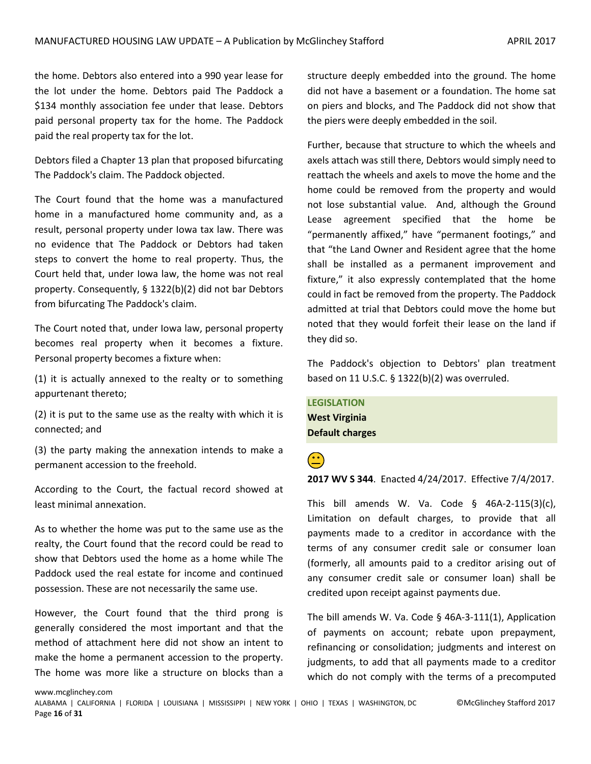the home. Debtors also entered into a 990 year lease for the lot under the home. Debtors paid The Paddock a $134 monthly association fee under that lease. Debtors paid personal property tax for the home. The Paddock paid the real property tax for the lot.

Debtors filed a Chapter 13 plan that proposed bifurcating The Paddock's claim. The Paddock objected.

The Court found that the home was a manufactured home in a manufactured home community and, as a result, personal property under Iowa tax law. There was no evidence that The Paddock or Debtors had taken steps to convert the home to real property. Thus, the Court held that, under Iowa law, the home was not real property. Consequently, § 1322(b)(2) did not bar Debtors from bifurcating The Paddock's claim.

The Court noted that, under Iowa law, personal property becomes real property when it becomes a fixture. Personal property becomes a fixture when:

(1) it is actually annexed to the realty or to something appurtenant thereto;

(2) it is put to the same use as the realty with which it is connected; and

(3) the party making the annexation intends to make a permanent accession to the freehold.

According to the Court, the factual record showed at least minimal annexation.

As to whether the home was put to the same use as the realty, the Court found that the record could be read to show that Debtors used the home as a home while The Paddock used the real estate for income and continued possession. These are not necessarily the same use.

However, the Court found that the third prong is generally considered the most important and that the method of attachment here did not show an intent to make the home a permanent accession to the property. The home was more like a structure on blocks than a structure deeply embedded into the ground. The home did not have a basement or a foundation. The home sat on piers and blocks, and The Paddock did not show that the piers were deeply embedded in the soil.

Further, because that structure to which the wheels and axels attach was still there, Debtors would simply need to reattach the wheels and axels to move the home and the home could be removed from the property and would not lose substantial value. And, although the Ground Lease agreement specified that the home be "permanently affixed," have "permanent footings," and that "the Land Owner and Resident agree that the home shall be installed as a permanent improvement and fixture," it also expressly contemplated that the home could in fact be removed from the property. The Paddock admitted at trial that Debtors could move the home but noted that they would forfeit their lease on the land if they did so.

The Paddock's objection to Debtors' plan treatment based on 11 U.S.C. § 1322(b)(2) was overruled.

**LEGISLATION**
**West Virginia**
**Default charges**

😐

**2017 WV S 344**. Enacted 4/24/2017. Effective 7/4/2017.

This bill amends W. Va. Code § 46A-2-115(3)(c), Limitation on default charges, to provide that all payments made to a creditor in accordance with the terms of any consumer credit sale or consumer loan (formerly, all amounts paid to a creditor arising out of any consumer credit sale or consumer loan) shall be credited upon receipt against payments due.

The bill amends W. Va. Code § 46A-3-111(1), Application of payments on account; rebate upon prepayment, refinancing or consolidation; judgments and interest on judgments, to add that all payments made to a creditor which do not comply with the terms of a precomputed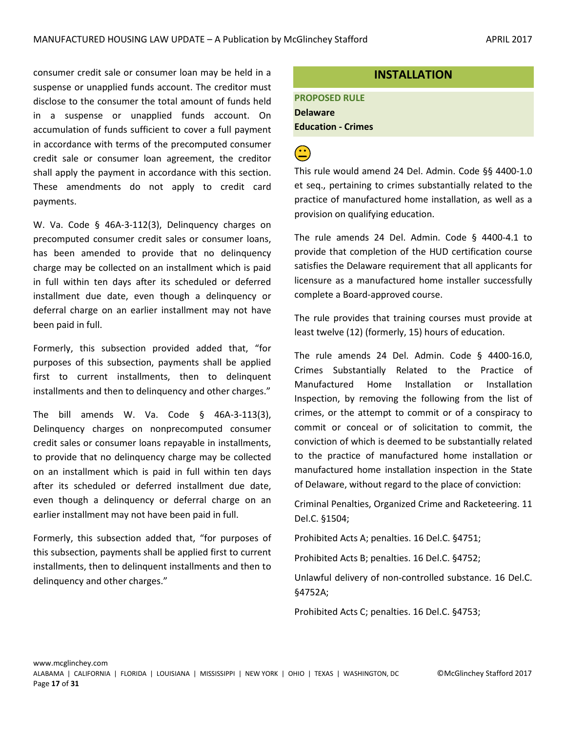consumer credit sale or consumer loan may be held in a suspense or unapplied funds account. The creditor must disclose to the consumer the total amount of funds held in a suspense or unapplied funds account. On accumulation of funds sufficient to cover a full payment in accordance with terms of the precomputed consumer credit sale or consumer loan agreement, the creditor shall apply the payment in accordance with this section. These amendments do not apply to credit card payments.

W. Va. Code § 46A-3-112(3), Delinquency charges on precomputed consumer credit sales or consumer loans, has been amended to provide that no delinquency charge may be collected on an installment which is paid in full within ten days after its scheduled or deferred installment due date, even though a delinquency or deferral charge on an earlier installment may not have been paid in full.

Formerly, this subsection provided added that, "for purposes of this subsection, payments shall be applied first to current installments, then to delinquent installments and then to delinquency and other charges."

The bill amends W. Va. Code § 46A-3-113(3), Delinquency charges on nonprecomputed consumer credit sales or consumer loans repayable in installments, to provide that no delinquency charge may be collected on an installment which is paid in full within ten days after its scheduled or deferred installment due date, even though a delinquency or deferral charge on an earlier installment may not have been paid in full.

Formerly, this subsection added that, "for purposes of this subsection, payments shall be applied first to current installments, then to delinquent installments and then to delinquency and other charges."

## INSTALLATION

**PROPOSED RULE**
**Delaware**
**Education - Crimes**

This rule would amend 24 Del. Admin. Code §§ 4400-1.0 et seq., pertaining to crimes substantially related to the practice of manufactured home installation, as well as a provision on qualifying education.

The rule amends 24 Del. Admin. Code § 4400-4.1 to provide that completion of the HUD certification course satisfies the Delaware requirement that all applicants for licensure as a manufactured home installer successfully complete a Board-approved course.

The rule provides that training courses must provide at least twelve (12) (formerly, 15) hours of education.

The rule amends 24 Del. Admin. Code § 4400-16.0, Crimes Substantially Related to the Practice of Manufactured Home Installation or Installation Inspection, by removing the following from the list of crimes, or the attempt to commit or of a conspiracy to commit or conceal or of solicitation to commit, the conviction of which is deemed to be substantially related to the practice of manufactured home installation or manufactured home installation inspection in the State of Delaware, without regard to the place of conviction:

Criminal Penalties, Organized Crime and Racketeering. 11 Del.C. §1504;

Prohibited Acts A; penalties. 16 Del.C. §4751;

Prohibited Acts B; penalties. 16 Del.C. §4752;

Unlawful delivery of non-controlled substance. 16 Del.C. §4752A;

Prohibited Acts C; penalties. 16 Del.C. §4753;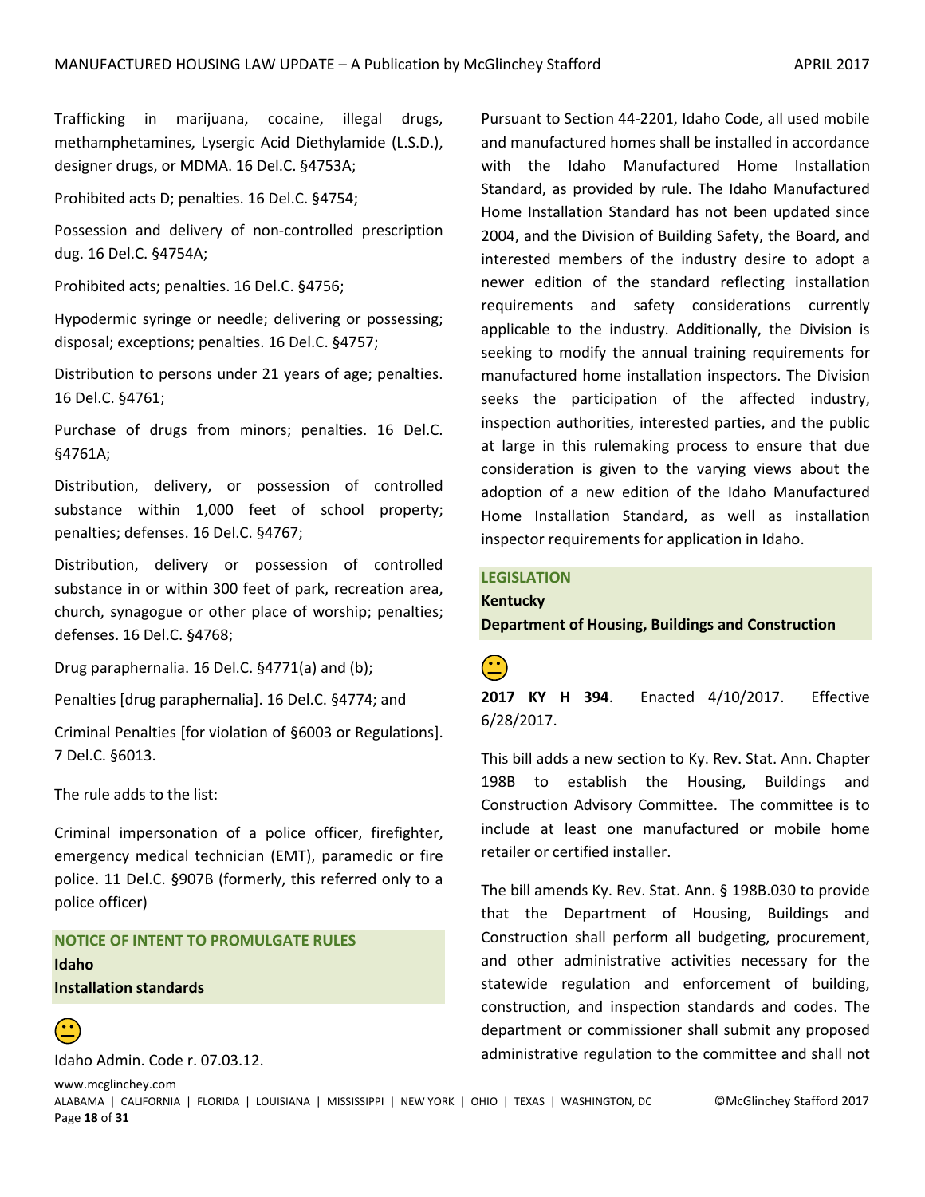Trafficking in marijuana, cocaine, illegal drugs, methamphetamines, Lysergic Acid Diethylamide (L.S.D.), designer drugs, or MDMA. 16 Del.C. §4753A;

Prohibited acts D; penalties. 16 Del.C. §4754;

Possession and delivery of non-controlled prescription dug. 16 Del.C. §4754A;

Prohibited acts; penalties. 16 Del.C. §4756;

Hypodermic syringe or needle; delivering or possessing; disposal; exceptions; penalties. 16 Del.C. §4757;

Distribution to persons under 21 years of age; penalties. 16 Del.C. §4761;

Purchase of drugs from minors; penalties. 16 Del.C. §4761A;

Distribution, delivery, or possession of controlled substance within 1,000 feet of school property; penalties; defenses. 16 Del.C. §4767;

Distribution, delivery or possession of controlled substance in or within 300 feet of park, recreation area, church, synagogue or other place of worship; penalties; defenses. 16 Del.C. §4768;

Drug paraphernalia. 16 Del.C. §4771(a) and (b);

Penalties [drug paraphernalia]. 16 Del.C. §4774; and

Criminal Penalties [for violation of §6003 or Regulations]. 7 Del.C. §6013.

The rule adds to the list:

Criminal impersonation of a police officer, firefighter, emergency medical technician (EMT), paramedic or fire police. 11 Del.C. §907B (formerly, this referred only to a police officer)

## NOTICE OF INTENT TO PROMULGATE RULES

**Idaho**

**Installation standards**

😐

Idaho Admin. Code r. 07.03.12.

Pursuant to Section 44-2201, Idaho Code, all used mobile and manufactured homes shall be installed in accordance with the Idaho Manufactured Home Installation Standard, as provided by rule. The Idaho Manufactured Home Installation Standard has not been updated since 2004, and the Division of Building Safety, the Board, and interested members of the industry desire to adopt a newer edition of the standard reflecting installation requirements and safety considerations currently applicable to the industry. Additionally, the Division is seeking to modify the annual training requirements for manufactured home installation inspectors. The Division seeks the participation of the affected industry, inspection authorities, interested parties, and the public at large in this rulemaking process to ensure that due consideration is given to the varying views about the adoption of a new edition of the Idaho Manufactured Home Installation Standard, as well as installation inspector requirements for application in Idaho.

## LEGISLATION

**Kentucky**

**Department of Housing, Buildings and Construction**

😐

**2017 KY H 394**. Enacted 4/10/2017. Effective 6/28/2017.

This bill adds a new section to Ky. Rev. Stat. Ann. Chapter 198B to establish the Housing, Buildings and Construction Advisory Committee. The committee is to include at least one manufactured or mobile home retailer or certified installer.

The bill amends Ky. Rev. Stat. Ann. § 198B.030 to provide that the Department of Housing, Buildings and Construction shall perform all budgeting, procurement, and other administrative activities necessary for the statewide regulation and enforcement of building, construction, and inspection standards and codes. The department or commissioner shall submit any proposed administrative regulation to the committee and shall not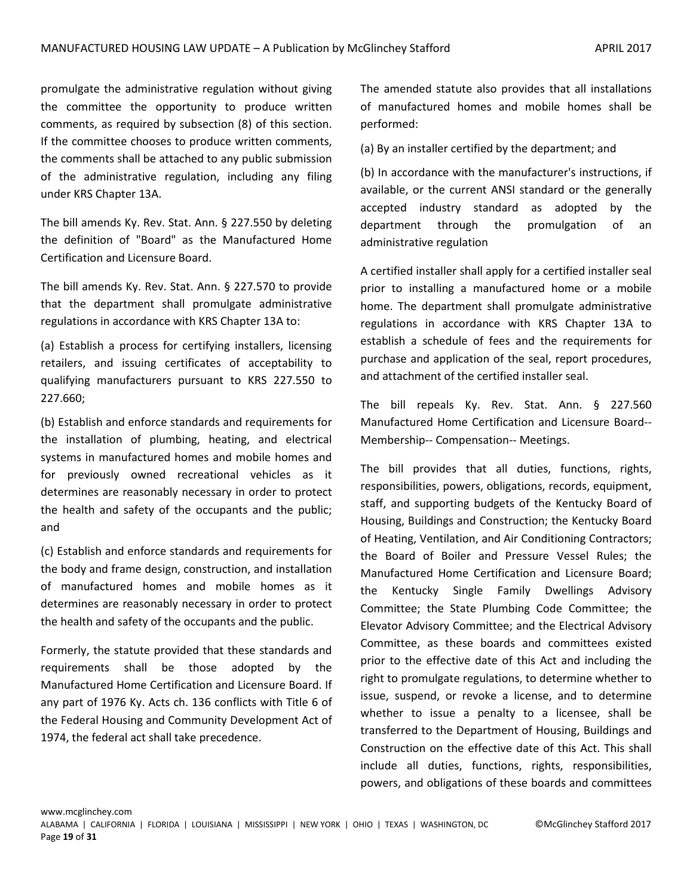promulgate the administrative regulation without giving the committee the opportunity to produce written comments, as required by subsection (8) of this section. If the committee chooses to produce written comments, the comments shall be attached to any public submission of the administrative regulation, including any filing under KRS Chapter 13A.

The bill amends Ky. Rev. Stat. Ann. § 227.550 by deleting the definition of "Board" as the Manufactured Home Certification and Licensure Board.

The bill amends Ky. Rev. Stat. Ann. § 227.570 to provide that the department shall promulgate administrative regulations in accordance with KRS Chapter 13A to:

(a) Establish a process for certifying installers, licensing retailers, and issuing certificates of acceptability to qualifying manufacturers pursuant to KRS 227.550 to 227.660;

(b) Establish and enforce standards and requirements for the installation of plumbing, heating, and electrical systems in manufactured homes and mobile homes and for previously owned recreational vehicles as it determines are reasonably necessary in order to protect the health and safety of the occupants and the public; and

(c) Establish and enforce standards and requirements for the body and frame design, construction, and installation of manufactured homes and mobile homes as it determines are reasonably necessary in order to protect the health and safety of the occupants and the public.

Formerly, the statute provided that these standards and requirements shall be those adopted by the Manufactured Home Certification and Licensure Board. If any part of 1976 Ky. Acts ch. 136 conflicts with Title 6 of the Federal Housing and Community Development Act of 1974, the federal act shall take precedence.

The amended statute also provides that all installations of manufactured homes and mobile homes shall be performed:

(a) By an installer certified by the department; and

(b) In accordance with the manufacturer's instructions, if available, or the current ANSI standard or the generally accepted industry standard as adopted by the department through the promulgation of an administrative regulation

A certified installer shall apply for a certified installer seal prior to installing a manufactured home or a mobile home. The department shall promulgate administrative regulations in accordance with KRS Chapter 13A to establish a schedule of fees and the requirements for purchase and application of the seal, report procedures, and attachment of the certified installer seal.

The bill repeals Ky. Rev. Stat. Ann. § 227.560 Manufactured Home Certification and Licensure Board-- Membership-- Compensation-- Meetings.

The bill provides that all duties, functions, rights, responsibilities, powers, obligations, records, equipment, staff, and supporting budgets of the Kentucky Board of Housing, Buildings and Construction; the Kentucky Board of Heating, Ventilation, and Air Conditioning Contractors; the Board of Boiler and Pressure Vessel Rules; the Manufactured Home Certification and Licensure Board; the Kentucky Single Family Dwellings Advisory Committee; the State Plumbing Code Committee; the Elevator Advisory Committee; and the Electrical Advisory Committee, as these boards and committees existed prior to the effective date of this Act and including the right to promulgate regulations, to determine whether to issue, suspend, or revoke a license, and to determine whether to issue a penalty to a licensee, shall be transferred to the Department of Housing, Buildings and Construction on the effective date of this Act. This shall include all duties, functions, rights, responsibilities, powers, and obligations of these boards and committees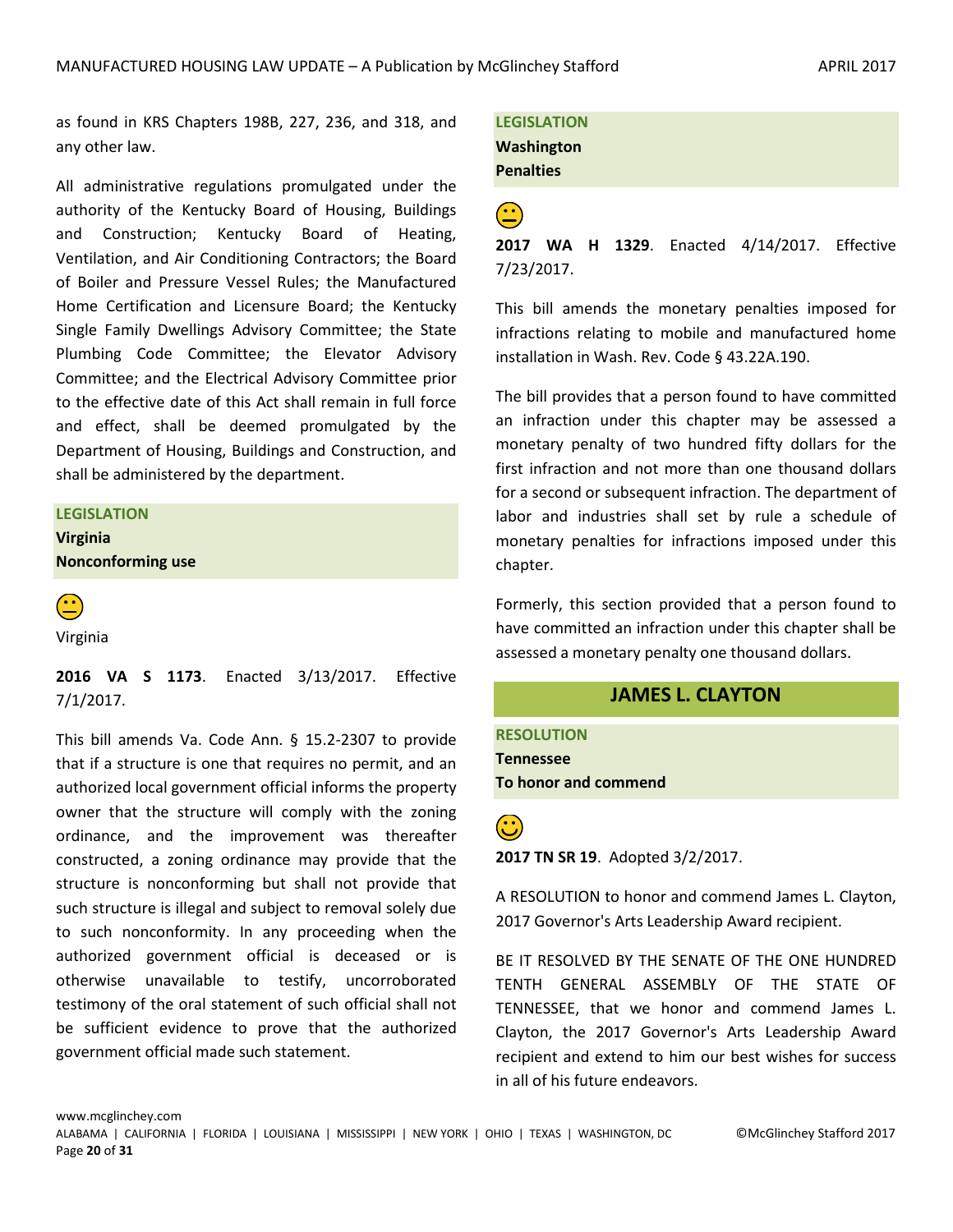as found in KRS Chapters 198B, 227, 236, and 318, and any other law.

All administrative regulations promulgated under the authority of the Kentucky Board of Housing, Buildings and Construction; Kentucky Board of Heating, Ventilation, and Air Conditioning Contractors; the Board of Boiler and Pressure Vessel Rules; the Manufactured Home Certification and Licensure Board; the Kentucky Single Family Dwellings Advisory Committee; the State Plumbing Code Committee; the Elevator Advisory Committee; and the Electrical Advisory Committee prior to the effective date of this Act shall remain in full force and effect, shall be deemed promulgated by the Department of Housing, Buildings and Construction, and shall be administered by the department.

**LEGISLATION**
**Virginia**
**Nonconforming use**

😐

Virginia

**2016 VA S 1173**. Enacted 3/13/2017. Effective 7/1/2017.

This bill amends Va. Code Ann. § 15.2-2307 to provide that if a structure is one that requires no permit, and an authorized local government official informs the property owner that the structure will comply with the zoning ordinance, and the improvement was thereafter constructed, a zoning ordinance may provide that the structure is nonconforming but shall not provide that such structure is illegal and subject to removal solely due to such nonconformity. In any proceeding when the authorized government official is deceased or is otherwise unavailable to testify, uncorroborated testimony of the oral statement of such official shall not be sufficient evidence to prove that the authorized government official made such statement.

**LEGISLATION**
**Washington**
**Penalties**

😐

**2017 WA H 1329**. Enacted 4/14/2017. Effective 7/23/2017.

This bill amends the monetary penalties imposed for infractions relating to mobile and manufactured home installation in Wash. Rev. Code § 43.22A.190.

The bill provides that a person found to have committed an infraction under this chapter may be assessed a monetary penalty of two hundred fifty dollars for the first infraction and not more than one thousand dollars for a second or subsequent infraction. The department of labor and industries shall set by rule a schedule of monetary penalties for infractions imposed under this chapter.

Formerly, this section provided that a person found to have committed an infraction under this chapter shall be assessed a monetary penalty one thousand dollars.

## JAMES L. CLAYTON

**RESOLUTION**
**Tennessee**
**To honor and commend**

🙂

**2017 TN SR 19**. Adopted 3/2/2017.

A RESOLUTION to honor and commend James L. Clayton, 2017 Governor's Arts Leadership Award recipient.

BE IT RESOLVED BY THE SENATE OF THE ONE HUNDRED TENTH GENERAL ASSEMBLY OF THE STATE OF TENNESSEE, that we honor and commend James L. Clayton, the 2017 Governor's Arts Leadership Award recipient and extend to him our best wishes for success in all of his future endeavors.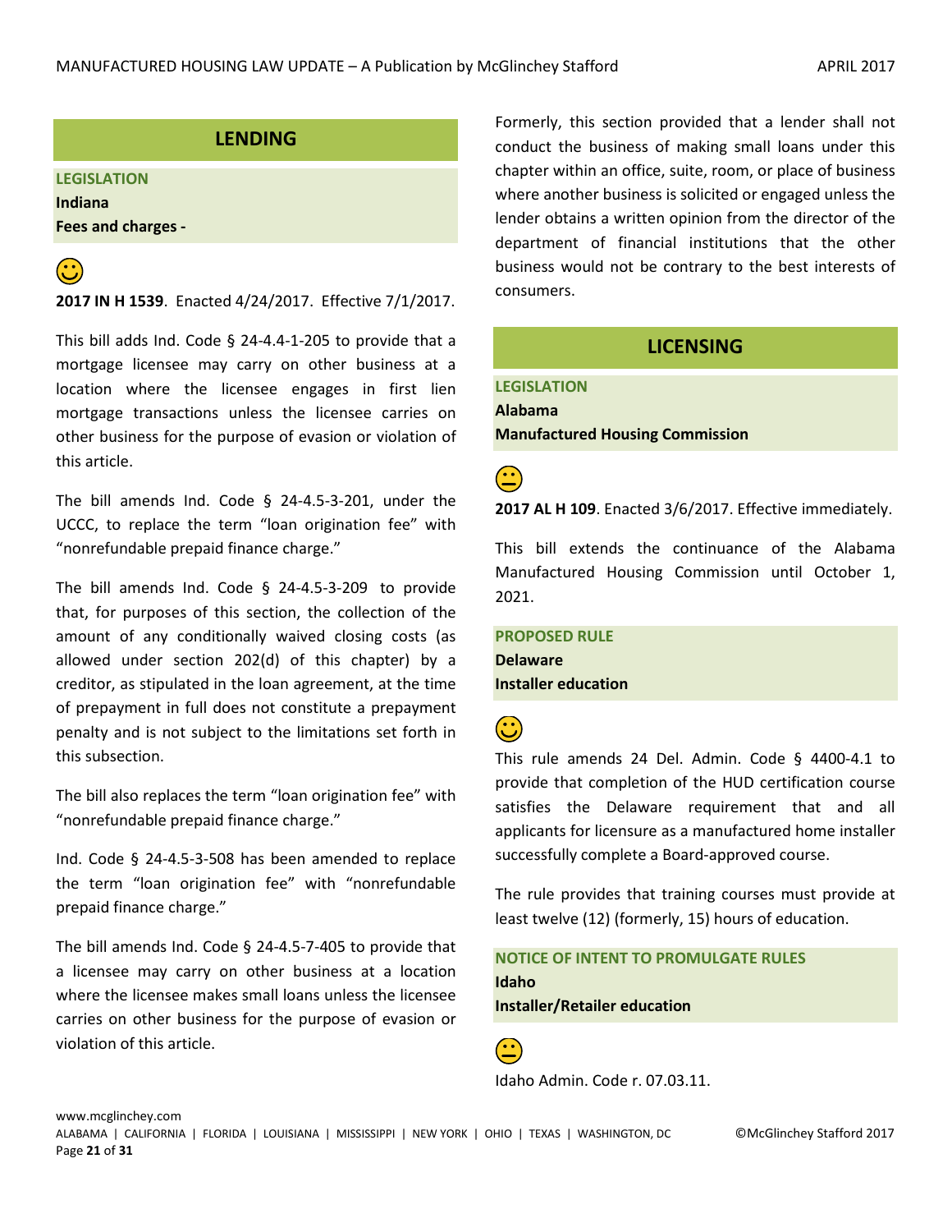## LENDING

**LEGISLATION**

**Indiana**

**Fees and charges -**

☺

**2017 IN H 1539**. Enacted 4/24/2017. Effective 7/1/2017.

This bill adds Ind. Code § 24-4.4-1-205 to provide that a mortgage licensee may carry on other business at a location where the licensee engages in first lien mortgage transactions unless the licensee carries on other business for the purpose of evasion or violation of this article.

The bill amends Ind. Code § 24-4.5-3-201, under the UCCC, to replace the term “loan origination fee” with “nonrefundable prepaid finance charge.”

The bill amends Ind. Code § 24-4.5-3-209 to provide that, for purposes of this section, the collection of the amount of any conditionally waived closing costs (as allowed under section 202(d) of this chapter) by a creditor, as stipulated in the loan agreement, at the time of prepayment in full does not constitute a prepayment penalty and is not subject to the limitations set forth in this subsection.

The bill also replaces the term “loan origination fee” with “nonrefundable prepaid finance charge.”

Ind. Code § 24-4.5-3-508 has been amended to replace the term “loan origination fee” with “nonrefundable prepaid finance charge.”

The bill amends Ind. Code § 24-4.5-7-405 to provide that a licensee may carry on other business at a location where the licensee makes small loans unless the licensee carries on other business for the purpose of evasion or violation of this article.

Formerly, this section provided that a lender shall not conduct the business of making small loans under this chapter within an office, suite, room, or place of business where another business is solicited or engaged unless the lender obtains a written opinion from the director of the department of financial institutions that the other business would not be contrary to the best interests of consumers.

## LICENSING

**LEGISLATION**

**Alabama**

**Manufactured Housing Commission**

😐

**2017 AL H 109**. Enacted 3/6/2017. Effective immediately.

This bill extends the continuance of the Alabama Manufactured Housing Commission until October 1, 2021.

**PROPOSED RULE**

**Delaware**

**Installer education**

☺

This rule amends 24 Del. Admin. Code § 4400-4.1 to provide that completion of the HUD certification course satisfies the Delaware requirement that and all applicants for licensure as a manufactured home installer successfully complete a Board-approved course.

The rule provides that training courses must provide at least twelve (12) (formerly, 15) hours of education.

**NOTICE OF INTENT TO PROMULGATE RULES**

**Idaho**

**Installer/Retailer education**

😐

Idaho Admin. Code r. 07.03.11.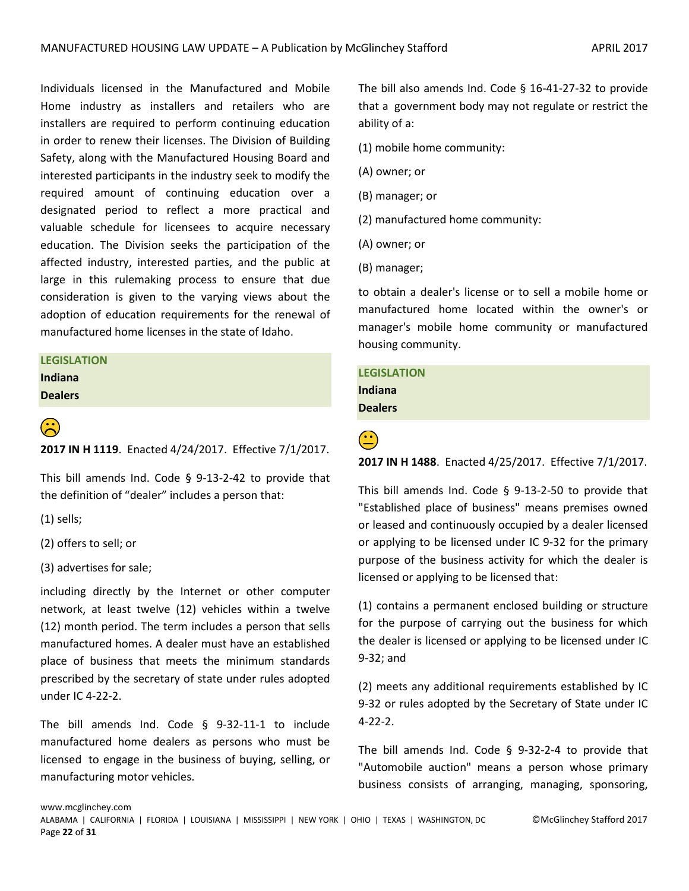Individuals licensed in the Manufactured and Mobile Home industry as installers and retailers who are installers are required to perform continuing education in order to renew their licenses. The Division of Building Safety, along with the Manufactured Housing Board and interested participants in the industry seek to modify the required amount of continuing education over a designated period to reflect a more practical and valuable schedule for licensees to acquire necessary education. The Division seeks the participation of the affected industry, interested parties, and the public at large in this rulemaking process to ensure that due consideration is given to the varying views about the adoption of education requirements for the renewal of manufactured home licenses in the state of Idaho.

**LEGISLATION**
**Indiana**
**Dealers**

☹

**2017 IN H 1119**. Enacted 4/24/2017. Effective 7/1/2017.

This bill amends Ind. Code § 9-13-2-42 to provide that the definition of "dealer" includes a person that:

(1) sells;

(2) offers to sell; or

(3) advertises for sale;

including directly by the Internet or other computer network, at least twelve (12) vehicles within a twelve (12) month period. The term includes a person that sells manufactured homes. A dealer must have an established place of business that meets the minimum standards prescribed by the secretary of state under rules adopted under IC 4-22-2.

The bill amends Ind. Code § 9-32-11-1 to include manufactured home dealers as persons who must be licensed to engage in the business of buying, selling, or manufacturing motor vehicles.

The bill also amends Ind. Code § 16-41-27-32 to provide that a government body may not regulate or restrict the ability of a:

(1) mobile home community:

(A) owner; or

(B) manager; or

(2) manufactured home community:

(A) owner; or

(B) manager;

to obtain a dealer's license or to sell a mobile home or manufactured home located within the owner's or manager's mobile home community or manufactured housing community.

**LEGISLATION**
**Indiana**
**Dealers**

😐

**2017 IN H 1488**. Enacted 4/25/2017. Effective 7/1/2017.

This bill amends Ind. Code § 9-13-2-50 to provide that "Established place of business" means premises owned or leased and continuously occupied by a dealer licensed or applying to be licensed under IC 9-32 for the primary purpose of the business activity for which the dealer is licensed or applying to be licensed that:

(1) contains a permanent enclosed building or structure for the purpose of carrying out the business for which the dealer is licensed or applying to be licensed under IC 9-32; and

(2) meets any additional requirements established by IC 9-32 or rules adopted by the Secretary of State under IC 4-22-2.

The bill amends Ind. Code § 9-32-2-4 to provide that "Automobile auction" means a person whose primary business consists of arranging, managing, sponsoring,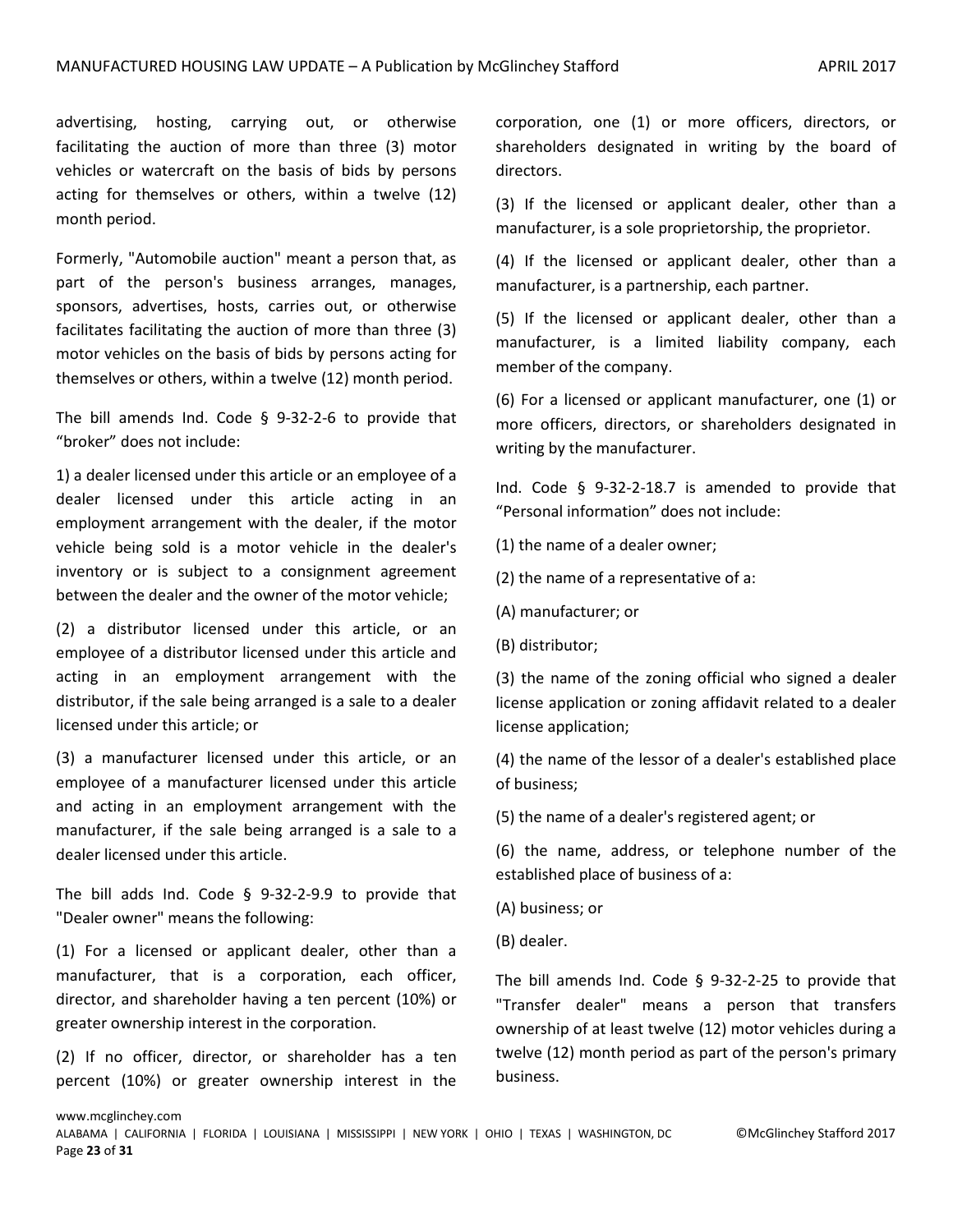advertising, hosting, carrying out, or otherwise facilitating the auction of more than three (3) motor vehicles or watercraft on the basis of bids by persons acting for themselves or others, within a twelve (12) month period.

Formerly, "Automobile auction" meant a person that, as part of the person's business arranges, manages, sponsors, advertises, hosts, carries out, or otherwise facilitates facilitating the auction of more than three (3) motor vehicles on the basis of bids by persons acting for themselves or others, within a twelve (12) month period.

The bill amends Ind. Code § 9-32-2-6 to provide that "broker" does not include:

1) a dealer licensed under this article or an employee of a dealer licensed under this article acting in an employment arrangement with the dealer, if the motor vehicle being sold is a motor vehicle in the dealer's inventory or is subject to a consignment agreement between the dealer and the owner of the motor vehicle;

(2) a distributor licensed under this article, or an employee of a distributor licensed under this article and acting in an employment arrangement with the distributor, if the sale being arranged is a sale to a dealer licensed under this article; or

(3) a manufacturer licensed under this article, or an employee of a manufacturer licensed under this article and acting in an employment arrangement with the manufacturer, if the sale being arranged is a sale to a dealer licensed under this article.

The bill adds Ind. Code § 9-32-2-9.9 to provide that "Dealer owner" means the following:

(1) For a licensed or applicant dealer, other than a manufacturer, that is a corporation, each officer, director, and shareholder having a ten percent (10%) or greater ownership interest in the corporation.

(2) If no officer, director, or shareholder has a ten percent (10%) or greater ownership interest in the corporation, one (1) or more officers, directors, or shareholders designated in writing by the board of directors.

(3) If the licensed or applicant dealer, other than a manufacturer, is a sole proprietorship, the proprietor.

(4) If the licensed or applicant dealer, other than a manufacturer, is a partnership, each partner.

(5) If the licensed or applicant dealer, other than a manufacturer, is a limited liability company, each member of the company.

(6) For a licensed or applicant manufacturer, one (1) or more officers, directors, or shareholders designated in writing by the manufacturer.

Ind. Code § 9-32-2-18.7 is amended to provide that "Personal information" does not include:

(1) the name of a dealer owner;

(2) the name of a representative of a:

(A) manufacturer; or

(B) distributor;

(3) the name of the zoning official who signed a dealer license application or zoning affidavit related to a dealer license application;

(4) the name of the lessor of a dealer's established place of business;

(5) the name of a dealer's registered agent; or

(6) the name, address, or telephone number of the established place of business of a:

(A) business; or

(B) dealer.

The bill amends Ind. Code § 9-32-2-25 to provide that "Transfer dealer" means a person that transfers ownership of at least twelve (12) motor vehicles during a twelve (12) month period as part of the person's primary business.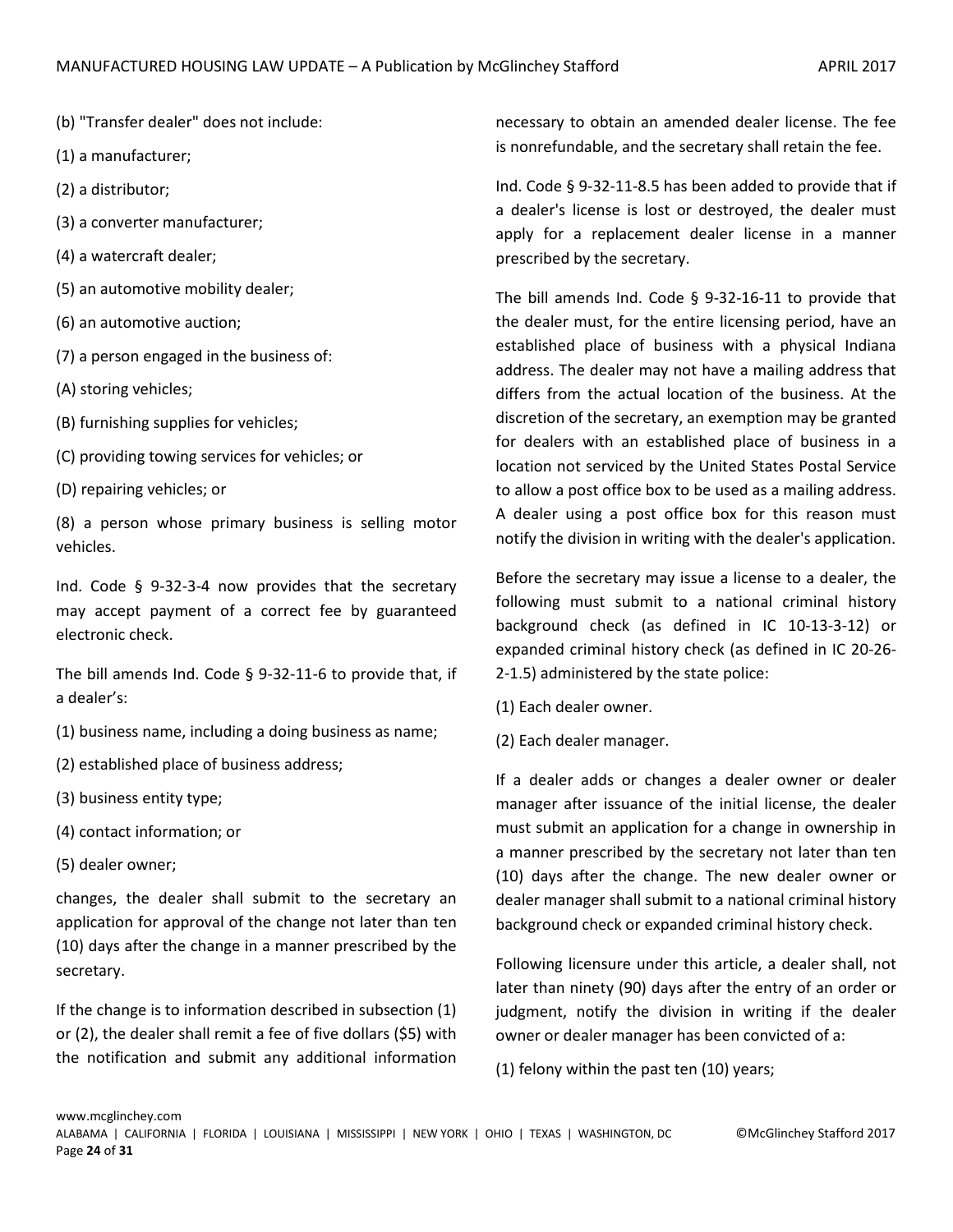(b) "Transfer dealer" does not include:

(1) a manufacturer;

(2) a distributor;

(3) a converter manufacturer;

(4) a watercraft dealer;

(5) an automotive mobility dealer;

(6) an automotive auction;

(7) a person engaged in the business of:

(A) storing vehicles;

(B) furnishing supplies for vehicles;

(C) providing towing services for vehicles; or

(D) repairing vehicles; or

(8) a person whose primary business is selling motor vehicles.

Ind. Code § 9-32-3-4 now provides that the secretary may accept payment of a correct fee by guaranteed electronic check.

The bill amends Ind. Code § 9-32-11-6 to provide that, if a dealer's:

(1) business name, including a doing business as name;

(2) established place of business address;

(3) business entity type;

(4) contact information; or

(5) dealer owner;

changes, the dealer shall submit to the secretary an application for approval of the change not later than ten (10) days after the change in a manner prescribed by the secretary.

If the change is to information described in subsection (1) or (2), the dealer shall remit a fee of five dollars ($5) with the notification and submit any additional information necessary to obtain an amended dealer license. The fee is nonrefundable, and the secretary shall retain the fee.

Ind. Code § 9-32-11-8.5 has been added to provide that if a dealer's license is lost or destroyed, the dealer must apply for a replacement dealer license in a manner prescribed by the secretary.

The bill amends Ind. Code § 9-32-16-11 to provide that the dealer must, for the entire licensing period, have an established place of business with a physical Indiana address. The dealer may not have a mailing address that differs from the actual location of the business. At the discretion of the secretary, an exemption may be granted for dealers with an established place of business in a location not serviced by the United States Postal Service to allow a post office box to be used as a mailing address. A dealer using a post office box for this reason must notify the division in writing with the dealer's application.

Before the secretary may issue a license to a dealer, the following must submit to a national criminal history background check (as defined in IC 10-13-3-12) or expanded criminal history check (as defined in IC 20-26-2-1.5) administered by the state police:

(1) Each dealer owner.

(2) Each dealer manager.

If a dealer adds or changes a dealer owner or dealer manager after issuance of the initial license, the dealer must submit an application for a change in ownership in a manner prescribed by the secretary not later than ten (10) days after the change. The new dealer owner or dealer manager shall submit to a national criminal history background check or expanded criminal history check.

Following licensure under this article, a dealer shall, not later than ninety (90) days after the entry of an order or judgment, notify the division in writing if the dealer owner or dealer manager has been convicted of a:

(1) felony within the past ten (10) years;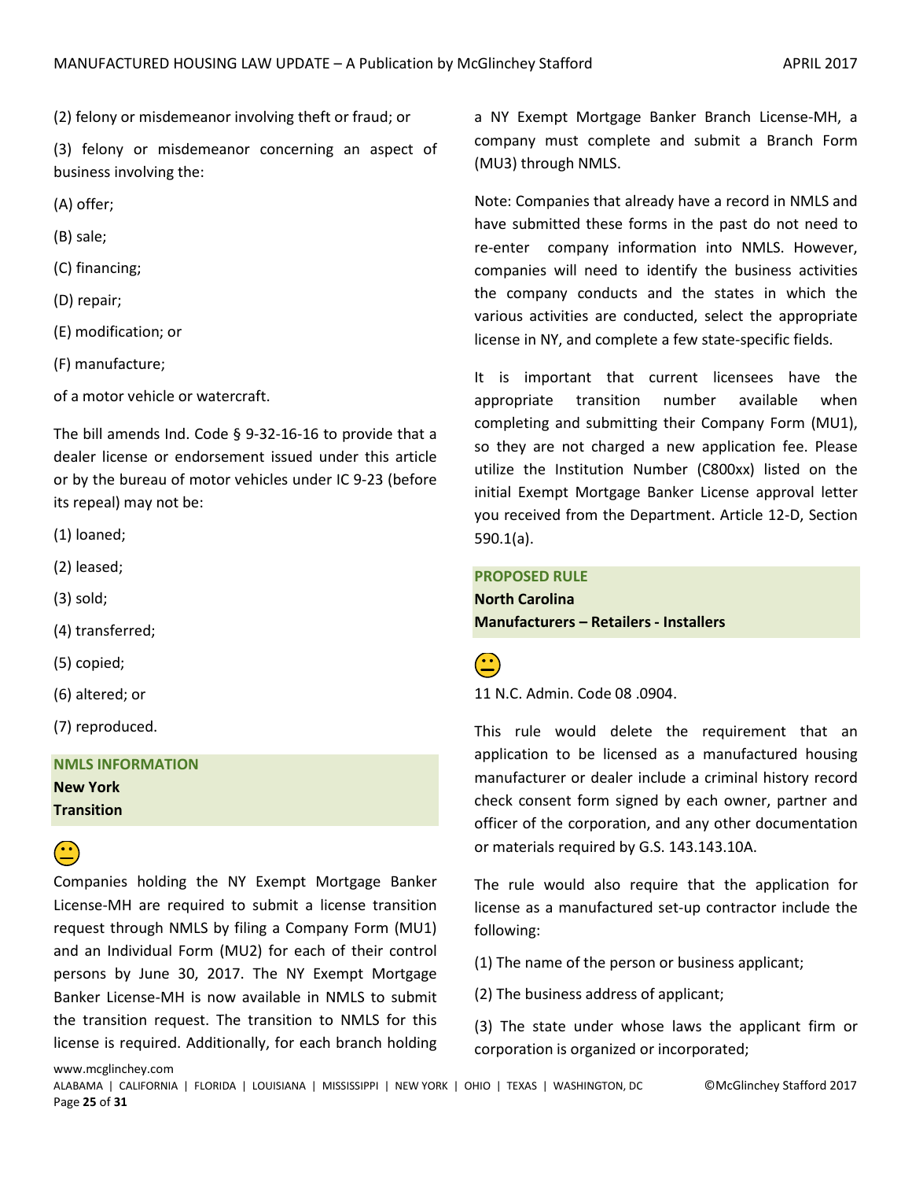(2) felony or misdemeanor involving theft or fraud; or

(3) felony or misdemeanor concerning an aspect of business involving the:

(A) offer;

(B) sale;

(C) financing;

(D) repair;

(E) modification; or

(F) manufacture;

of a motor vehicle or watercraft.

The bill amends Ind. Code § 9-32-16-16 to provide that a dealer license or endorsement issued under this article or by the bureau of motor vehicles under IC 9-23 (before its repeal) may not be:

(1) loaned;

(2) leased;

(3) sold;

(4) transferred;

(5) copied;

(6) altered; or

(7) reproduced.

**NMLS INFORMATION**
**New York**
**Transition**

😐

Companies holding the NY Exempt Mortgage Banker License-MH are required to submit a license transition request through NMLS by filing a Company Form (MU1) and an Individual Form (MU2) for each of their control persons by June 30, 2017. The NY Exempt Mortgage Banker License-MH is now available in NMLS to submit the transition request. The transition to NMLS for this license is required. Additionally, for each branch holding a NY Exempt Mortgage Banker Branch License-MH, a company must complete and submit a Branch Form (MU3) through NMLS.

Note: Companies that already have a record in NMLS and have submitted these forms in the past do not need to re-enter company information into NMLS. However, companies will need to identify the business activities the company conducts and the states in which the various activities are conducted, select the appropriate license in NY, and complete a few state-specific fields.

It is important that current licensees have the appropriate transition number available when completing and submitting their Company Form (MU1), so they are not charged a new application fee. Please utilize the Institution Number (C800xx) listed on the initial Exempt Mortgage Banker License approval letter you received from the Department. Article 12-D, Section 590.1(a).

**PROPOSED RULE**
**North Carolina**
**Manufacturers – Retailers - Installers**

😐

11 N.C. Admin. Code 08 .0904.

This rule would delete the requirement that an application to be licensed as a manufactured housing manufacturer or dealer include a criminal history record check consent form signed by each owner, partner and officer of the corporation, and any other documentation or materials required by G.S. 143.143.10A.

The rule would also require that the application for license as a manufactured set-up contractor include the following:

(1) The name of the person or business applicant;

(2) The business address of applicant;

(3) The state under whose laws the applicant firm or corporation is organized or incorporated;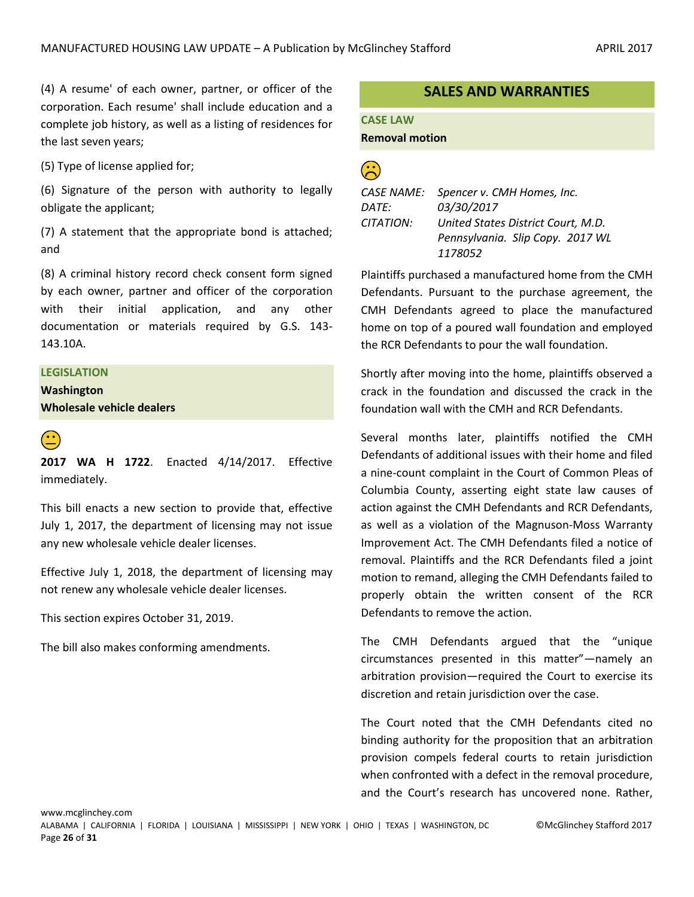(4) A resume' of each owner, partner, or officer of the corporation. Each resume' shall include education and a complete job history, as well as a listing of residences for the last seven years;

(5) Type of license applied for;

(6) Signature of the person with authority to legally obligate the applicant;

(7) A statement that the appropriate bond is attached; and

(8) A criminal history record check consent form signed by each owner, partner and officer of the corporation with their initial application, and any other documentation or materials required by G.S. 143-143.10A.

### LEGISLATION

**Washington**

**Wholesale vehicle dealers**

😐

**2017 WA H 1722**. Enacted 4/14/2017. Effective immediately.

This bill enacts a new section to provide that, effective July 1, 2017, the department of licensing may not issue any new wholesale vehicle dealer licenses.

Effective July 1, 2018, the department of licensing may not renew any wholesale vehicle dealer licenses.

This section expires October 31, 2019.

The bill also makes conforming amendments.

## SALES AND WARRANTIES

### CASE LAW

**Removal motion**

☹

*CASE NAME:* *Spencer v. CMH Homes, Inc.*
*DATE:* *03/30/2017*
*CITATION:* *United States District Court, M.D. Pennsylvania. Slip Copy. 2017 WL 1178052*

Plaintiffs purchased a manufactured home from the CMH Defendants. Pursuant to the purchase agreement, the CMH Defendants agreed to place the manufactured home on top of a poured wall foundation and employed the RCR Defendants to pour the wall foundation.

Shortly after moving into the home, plaintiffs observed a crack in the foundation and discussed the crack in the foundation wall with the CMH and RCR Defendants.

Several months later, plaintiffs notified the CMH Defendants of additional issues with their home and filed a nine-count complaint in the Court of Common Pleas of Columbia County, asserting eight state law causes of action against the CMH Defendants and RCR Defendants, as well as a violation of the Magnuson-Moss Warranty Improvement Act. The CMH Defendants filed a notice of removal. Plaintiffs and the RCR Defendants filed a joint motion to remand, alleging the CMH Defendants failed to properly obtain the written consent of the RCR Defendants to remove the action.

The CMH Defendants argued that the "unique circumstances presented in this matter"—namely an arbitration provision—required the Court to exercise its discretion and retain jurisdiction over the case.

The Court noted that the CMH Defendants cited no binding authority for the proposition that an arbitration provision compels federal courts to retain jurisdiction when confronted with a defect in the removal procedure, and the Court's research has uncovered none. Rather,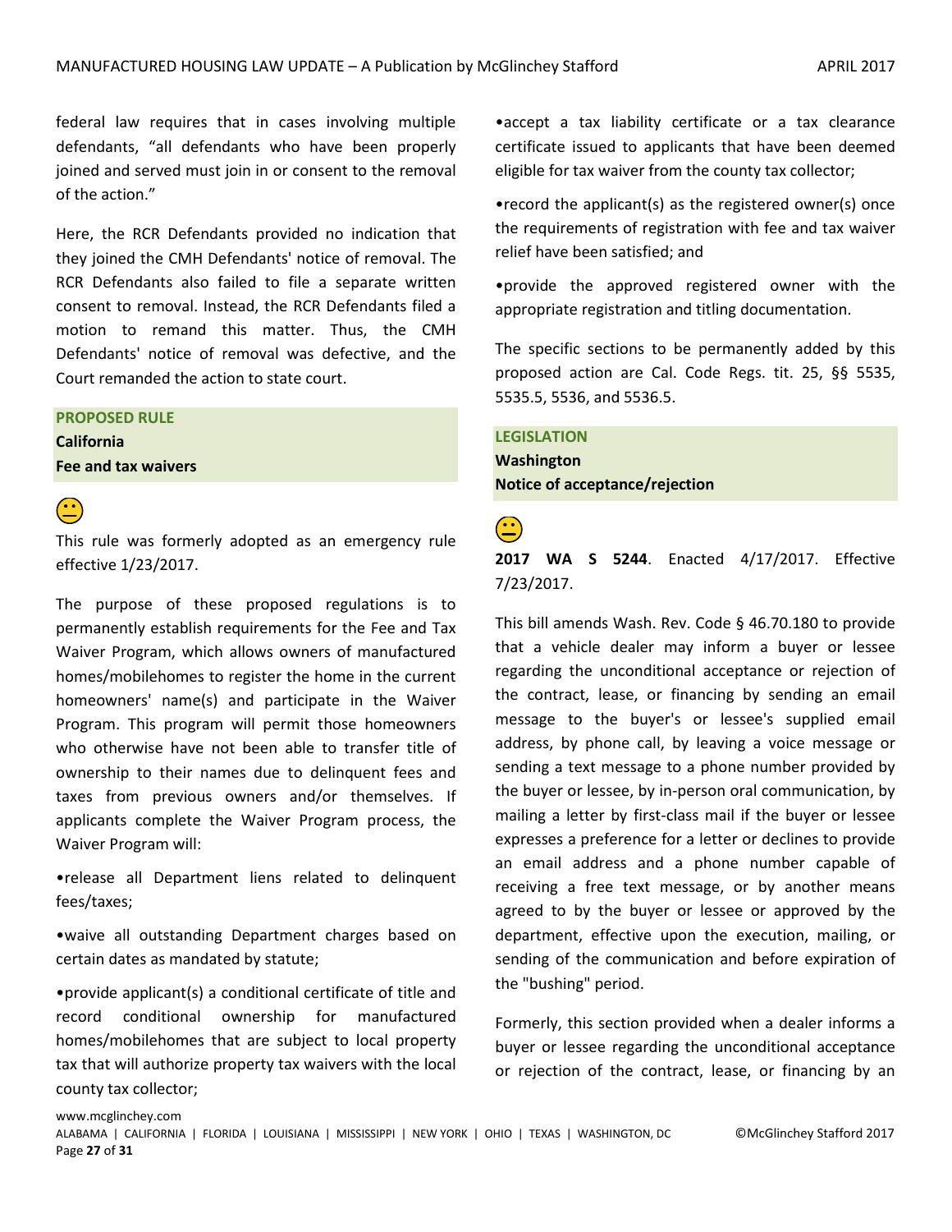federal law requires that in cases involving multiple defendants, "all defendants who have been properly joined and served must join in or consent to the removal of the action."

Here, the RCR Defendants provided no indication that they joined the CMH Defendants' notice of removal. The RCR Defendants also failed to file a separate written consent to removal. Instead, the RCR Defendants filed a motion to remand this matter. Thus, the CMH Defendants' notice of removal was defective, and the Court remanded the action to state court.

**PROPOSED RULE**

**California**

**Fee and tax waivers**

😐

This rule was formerly adopted as an emergency rule effective 1/23/2017.

The purpose of these proposed regulations is to permanently establish requirements for the Fee and Tax Waiver Program, which allows owners of manufactured homes/mobilehomes to register the home in the current homeowners' name(s) and participate in the Waiver Program. This program will permit those homeowners who otherwise have not been able to transfer title of ownership to their names due to delinquent fees and taxes from previous owners and/or themselves. If applicants complete the Waiver Program process, the Waiver Program will:

•release all Department liens related to delinquent fees/taxes;

•waive all outstanding Department charges based on certain dates as mandated by statute;

•provide applicant(s) a conditional certificate of title and record conditional ownership for manufactured homes/mobilehomes that are subject to local property tax that will authorize property tax waivers with the local county tax collector;

•accept a tax liability certificate or a tax clearance certificate issued to applicants that have been deemed eligible for tax waiver from the county tax collector;

•record the applicant(s) as the registered owner(s) once the requirements of registration with fee and tax waiver relief have been satisfied; and

•provide the approved registered owner with the appropriate registration and titling documentation.

The specific sections to be permanently added by this proposed action are Cal. Code Regs. tit. 25, §§ 5535, 5535.5, 5536, and 5536.5.

**LEGISLATION**

**Washington**

**Notice of acceptance/rejection**

😐

**2017 WA S 5244**. Enacted 4/17/2017. Effective 7/23/2017.

This bill amends Wash. Rev. Code § 46.70.180 to provide that a vehicle dealer may inform a buyer or lessee regarding the unconditional acceptance or rejection of the contract, lease, or financing by sending an email message to the buyer's or lessee's supplied email address, by phone call, by leaving a voice message or sending a text message to a phone number provided by the buyer or lessee, by in-person oral communication, by mailing a letter by first-class mail if the buyer or lessee expresses a preference for a letter or declines to provide an email address and a phone number capable of receiving a free text message, or by another means agreed to by the buyer or lessee or approved by the department, effective upon the execution, mailing, or sending of the communication and before expiration of the "bushing" period.

Formerly, this section provided when a dealer informs a buyer or lessee regarding the unconditional acceptance or rejection of the contract, lease, or financing by an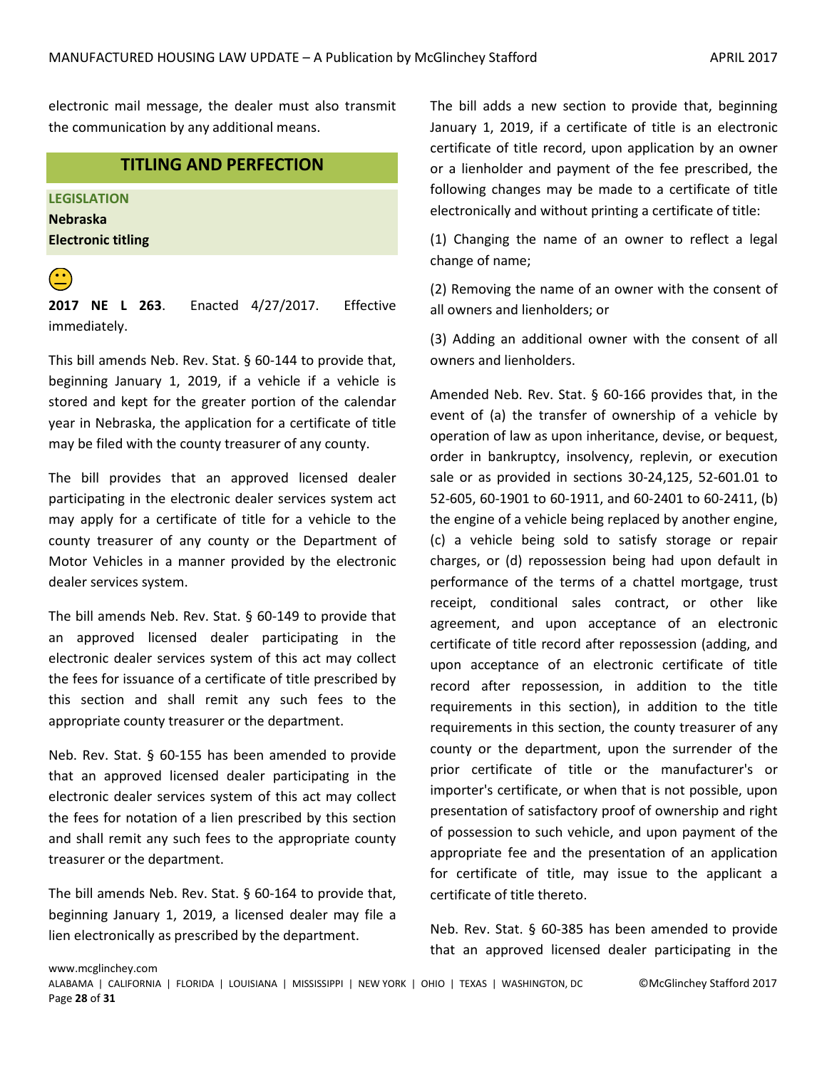electronic mail message, the dealer must also transmit the communication by any additional means.

## TITLING AND PERFECTION

**LEGISLATION**

**Nebraska**

**Electronic titling**

😐

**2017 NE L 263**. Enacted 4/27/2017. Effective immediately.

This bill amends Neb. Rev. Stat. § 60-144 to provide that, beginning January 1, 2019, if a vehicle if a vehicle is stored and kept for the greater portion of the calendar year in Nebraska, the application for a certificate of title may be filed with the county treasurer of any county.

The bill provides that an approved licensed dealer participating in the electronic dealer services system act may apply for a certificate of title for a vehicle to the county treasurer of any county or the Department of Motor Vehicles in a manner provided by the electronic dealer services system.

The bill amends Neb. Rev. Stat. § 60-149 to provide that an approved licensed dealer participating in the electronic dealer services system of this act may collect the fees for issuance of a certificate of title prescribed by this section and shall remit any such fees to the appropriate county treasurer or the department.

Neb. Rev. Stat. § 60-155 has been amended to provide that an approved licensed dealer participating in the electronic dealer services system of this act may collect the fees for notation of a lien prescribed by this section and shall remit any such fees to the appropriate county treasurer or the department.

The bill amends Neb. Rev. Stat. § 60-164 to provide that, beginning January 1, 2019, a licensed dealer may file a lien electronically as prescribed by the department.

The bill adds a new section to provide that, beginning January 1, 2019, if a certificate of title is an electronic certificate of title record, upon application by an owner or a lienholder and payment of the fee prescribed, the following changes may be made to a certificate of title electronically and without printing a certificate of title:

(1) Changing the name of an owner to reflect a legal change of name;

(2) Removing the name of an owner with the consent of all owners and lienholders; or

(3) Adding an additional owner with the consent of all owners and lienholders.

Amended Neb. Rev. Stat. § 60-166 provides that, in the event of (a) the transfer of ownership of a vehicle by operation of law as upon inheritance, devise, or bequest, order in bankruptcy, insolvency, replevin, or execution sale or as provided in sections 30-24,125, 52-601.01 to 52-605, 60-1901 to 60-1911, and 60-2401 to 60-2411, (b) the engine of a vehicle being replaced by another engine, (c) a vehicle being sold to satisfy storage or repair charges, or (d) repossession being had upon default in performance of the terms of a chattel mortgage, trust receipt, conditional sales contract, or other like agreement, and upon acceptance of an electronic certificate of title record after repossession (adding, and upon acceptance of an electronic certificate of title record after repossession, in addition to the title requirements in this section), in addition to the title requirements in this section, the county treasurer of any county or the department, upon the surrender of the prior certificate of title or the manufacturer's or importer's certificate, or when that is not possible, upon presentation of satisfactory proof of ownership and right of possession to such vehicle, and upon payment of the appropriate fee and the presentation of an application for certificate of title, may issue to the applicant a certificate of title thereto.

Neb. Rev. Stat. § 60-385 has been amended to provide that an approved licensed dealer participating in the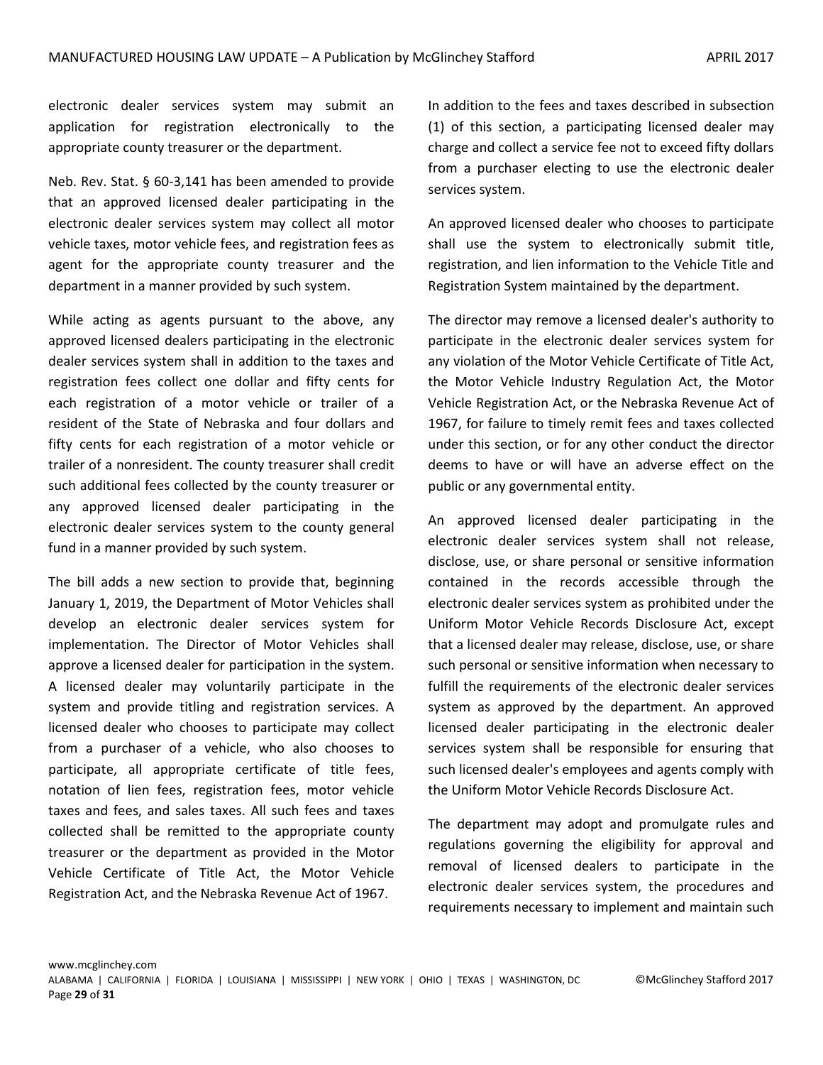electronic dealer services system may submit an application for registration electronically to the appropriate county treasurer or the department.

Neb. Rev. Stat. § 60-3,141 has been amended to provide that an approved licensed dealer participating in the electronic dealer services system may collect all motor vehicle taxes, motor vehicle fees, and registration fees as agent for the appropriate county treasurer and the department in a manner provided by such system.

While acting as agents pursuant to the above, any approved licensed dealers participating in the electronic dealer services system shall in addition to the taxes and registration fees collect one dollar and fifty cents for each registration of a motor vehicle or trailer of a resident of the State of Nebraska and four dollars and fifty cents for each registration of a motor vehicle or trailer of a nonresident. The county treasurer shall credit such additional fees collected by the county treasurer or any approved licensed dealer participating in the electronic dealer services system to the county general fund in a manner provided by such system.

The bill adds a new section to provide that, beginning January 1, 2019, the Department of Motor Vehicles shall develop an electronic dealer services system for implementation. The Director of Motor Vehicles shall approve a licensed dealer for participation in the system. A licensed dealer may voluntarily participate in the system and provide titling and registration services. A licensed dealer who chooses to participate may collect from a purchaser of a vehicle, who also chooses to participate, all appropriate certificate of title fees, notation of lien fees, registration fees, motor vehicle taxes and fees, and sales taxes. All such fees and taxes collected shall be remitted to the appropriate county treasurer or the department as provided in the Motor Vehicle Certificate of Title Act, the Motor Vehicle Registration Act, and the Nebraska Revenue Act of 1967.

In addition to the fees and taxes described in subsection (1) of this section, a participating licensed dealer may charge and collect a service fee not to exceed fifty dollars from a purchaser electing to use the electronic dealer services system.

An approved licensed dealer who chooses to participate shall use the system to electronically submit title, registration, and lien information to the Vehicle Title and Registration System maintained by the department.

The director may remove a licensed dealer's authority to participate in the electronic dealer services system for any violation of the Motor Vehicle Certificate of Title Act, the Motor Vehicle Industry Regulation Act, the Motor Vehicle Registration Act, or the Nebraska Revenue Act of 1967, for failure to timely remit fees and taxes collected under this section, or for any other conduct the director deems to have or will have an adverse effect on the public or any governmental entity.

An approved licensed dealer participating in the electronic dealer services system shall not release, disclose, use, or share personal or sensitive information contained in the records accessible through the electronic dealer services system as prohibited under the Uniform Motor Vehicle Records Disclosure Act, except that a licensed dealer may release, disclose, use, or share such personal or sensitive information when necessary to fulfill the requirements of the electronic dealer services system as approved by the department. An approved licensed dealer participating in the electronic dealer services system shall be responsible for ensuring that such licensed dealer's employees and agents comply with the Uniform Motor Vehicle Records Disclosure Act.

The department may adopt and promulgate rules and regulations governing the eligibility for approval and removal of licensed dealers to participate in the electronic dealer services system, the procedures and requirements necessary to implement and maintain such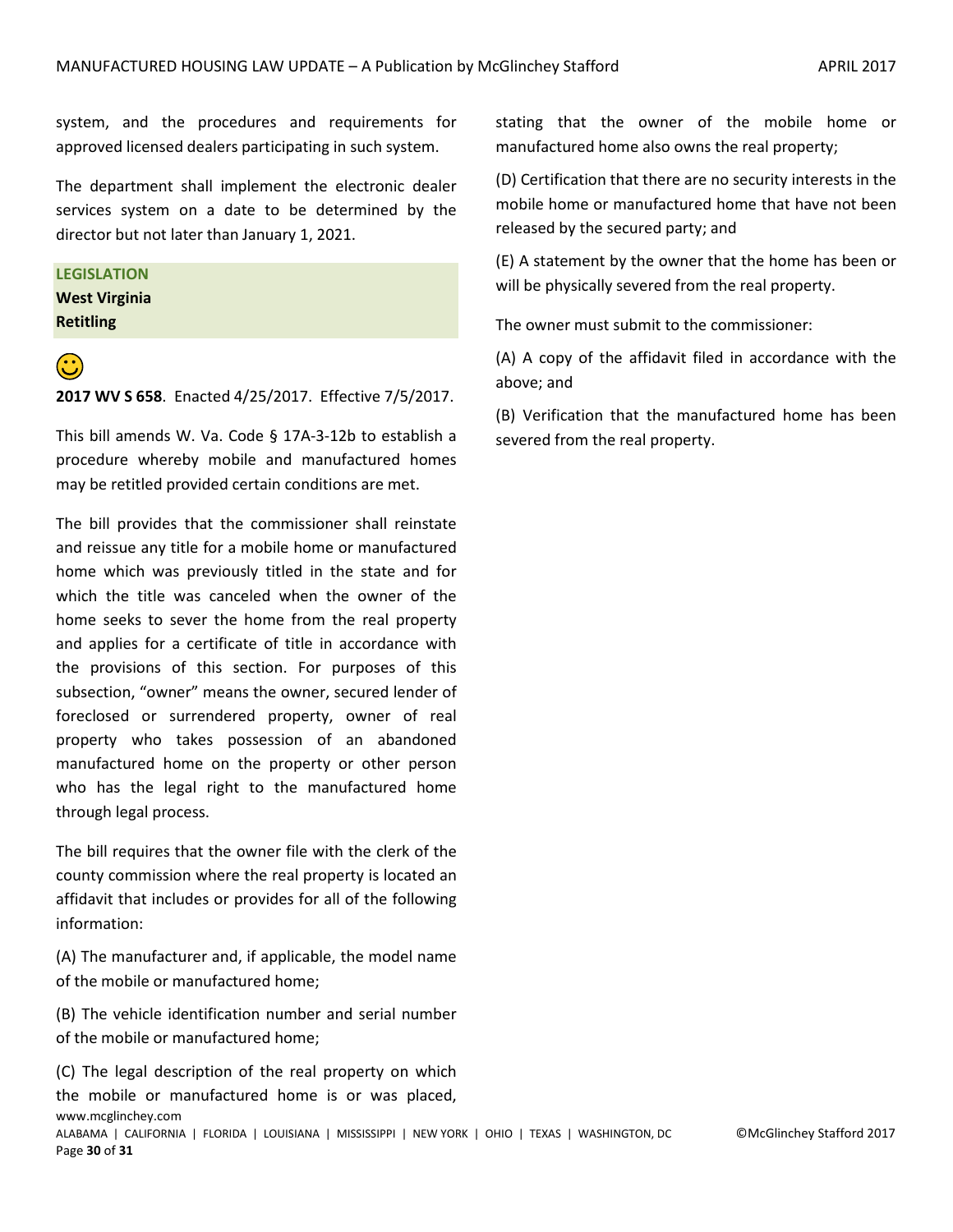system, and the procedures and requirements for approved licensed dealers participating in such system.

The department shall implement the electronic dealer services system on a date to be determined by the director but not later than January 1, 2021.

**LEGISLATION**
**West Virginia**
**Retitling**

☺

**2017 WV S 658**. Enacted 4/25/2017. Effective 7/5/2017.

This bill amends W. Va. Code § 17A-3-12b to establish a procedure whereby mobile and manufactured homes may be retitled provided certain conditions are met.

The bill provides that the commissioner shall reinstate and reissue any title for a mobile home or manufactured home which was previously titled in the state and for which the title was canceled when the owner of the home seeks to sever the home from the real property and applies for a certificate of title in accordance with the provisions of this section. For purposes of this subsection, "owner" means the owner, secured lender of foreclosed or surrendered property, owner of real property who takes possession of an abandoned manufactured home on the property or other person who has the legal right to the manufactured home through legal process.

The bill requires that the owner file with the clerk of the county commission where the real property is located an affidavit that includes or provides for all of the following information:

(A) The manufacturer and, if applicable, the model name of the mobile or manufactured home;

(B) The vehicle identification number and serial number of the mobile or manufactured home;

(C) The legal description of the real property on which the mobile or manufactured home is or was placed, stating that the owner of the mobile home or manufactured home also owns the real property;

(D) Certification that there are no security interests in the mobile home or manufactured home that have not been released by the secured party; and

(E) A statement by the owner that the home has been or will be physically severed from the real property.

The owner must submit to the commissioner:

(A) A copy of the affidavit filed in accordance with the above; and

(B) Verification that the manufactured home has been severed from the real property.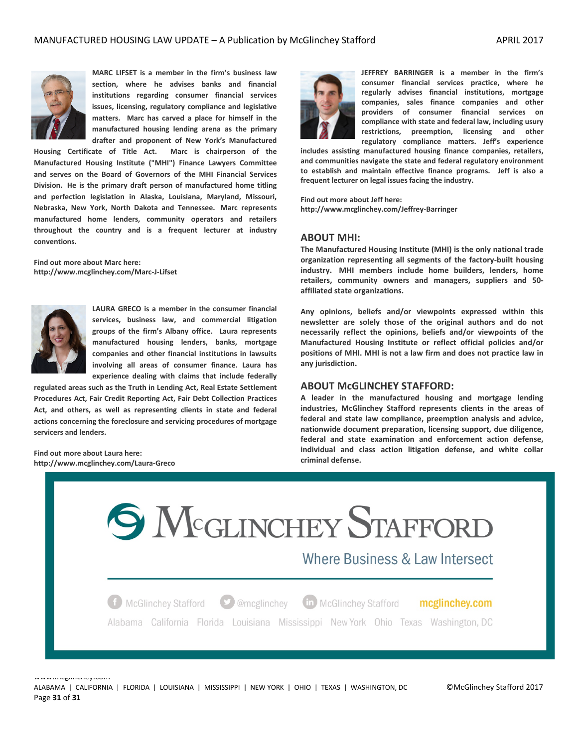**MARC LIFSET** is a member in the firm's business law section, where he advises banks and financial institutions regarding consumer financial services issues, licensing, regulatory compliance and legislative matters. Marc has carved a place for himself in the manufactured housing lending arena as the primary drafter and proponent of New York's Manufactured Housing Certificate of Title Act. Marc is chairperson of the Manufactured Housing Institute ("MHI") Finance Lawyers Committee and serves on the Board of Governors of the MHI Financial Services Division. He is the primary draft person of manufactured home titling and perfection legislation in Alaska, Louisiana, Maryland, Missouri, Nebraska, New York, North Dakota and Tennessee. Marc represents manufactured home lenders, community operators and retailers throughout the country and is a frequent lecturer at industry conventions.

Find out more about Marc here:
http://www.mcglinchey.com/Marc-J-Lifset

**LAURA GRECO** is a member in the consumer financial services, business law, and commercial litigation groups of the firm's Albany office. Laura represents manufactured housing lenders, banks, mortgage companies and other financial institutions in lawsuits involving all areas of consumer finance. Laura has experience dealing with claims that include federally regulated areas such as the Truth in Lending Act, Real Estate Settlement Procedures Act, Fair Credit Reporting Act, Fair Debt Collection Practices Act, and others, as well as representing clients in state and federal actions concerning the foreclosure and servicing procedures of mortgage servicers and lenders.

Find out more about Laura here:
http://www.mcglinchey.com/Laura-Greco

**JEFFREY BARRINGER** is a member in the firm's consumer financial services practice, where he regularly advises financial institutions, mortgage companies, sales finance companies and other providers of consumer financial services on compliance with state and federal law, including usury restrictions, preemption, licensing and other regulatory compliance matters. Jeff's experience includes assisting manufactured housing finance companies, retailers, and communities navigate the state and federal regulatory environment to establish and maintain effective finance programs. Jeff is also a frequent lecturer on legal issues facing the industry.

Find out more about Jeff here:
http://www.mcglinchey.com/Jeffrey-Barringer

## ABOUT MHI:

The Manufactured Housing Institute (MHI) is the only national trade organization representing all segments of the factory-built housing industry. MHI members include home builders, lenders, home retailers, community owners and managers, suppliers and 50-affiliated state organizations.

Any opinions, beliefs and/or viewpoints expressed within this newsletter are solely those of the original authors and do not necessarily reflect the opinions, beliefs and/or viewpoints of the Manufactured Housing Institute or reflect official policies and/or positions of MHI. MHI is not a law firm and does not practice law in any jurisdiction.

## ABOUT McGLINCHEY STAFFORD:

A leader in the manufactured housing and mortgage lending industries, McGlinchey Stafford represents clients in the areas of federal and state law compliance, preemption analysis and advice, nationwide document preparation, licensing support, due diligence, federal and state examination and enforcement action defense, individual and class action litigation defense, and white collar criminal defense.

McGLINCHEY STAFFORD

Where Business & Law Intersect

McGlinchey Stafford | @mcglinchey | McGlinchey Stafford | mcglinchey.com

Alabama California Florida Louisiana Mississippi New York Ohio Texas Washington, DC